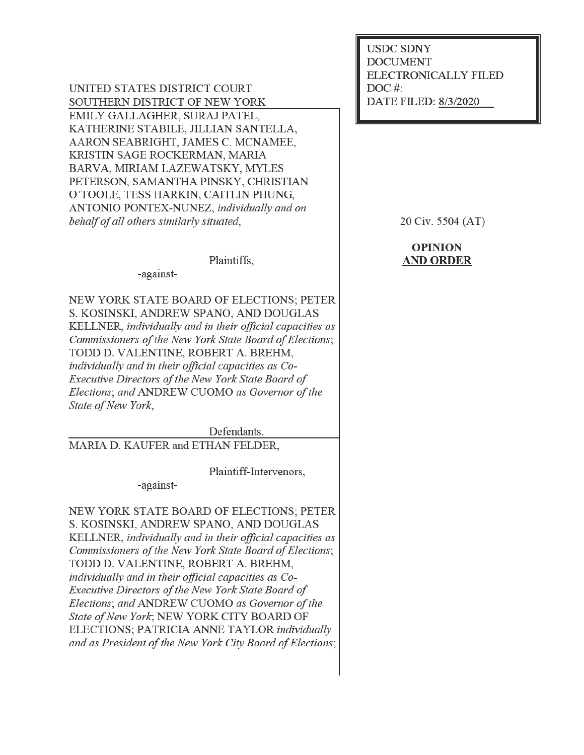USDC SDNY
DOCUMENT
ELECTRONICALLY FILED
DOC #:
DATE FILED: 8/3/2020

UNITED STATES DISTRICT COURT
SOUTHERN DISTRICT OF NEW YORK

EMILY GALLAGHER, SURAJ PATEL, KATHERINE STABILE, JILLIAN SANTELLA, AARON SEABRIGHT, JAMES C. MCNAMEE, KRISTIN SAGE ROCKERMAN, MARIA BARVA, MIRIAM LAZEWATSKY, MYLES PETERSON, SAMANTHA PINSKY, CHRISTIAN O'TOOLE, TESS HARKIN, CAITLIN PHUNG, ANTONIO PONTEX-NUNEZ, *individually and on behalf of all others similarly situated*,

Plaintiffs,

-against-

NEW YORK STATE BOARD OF ELECTIONS; PETER S. KOSINSKI, ANDREW SPANO, AND DOUGLAS KELLNER, *individually and in their official capacities as Commissioners of the New York State Board of Elections*; TODD D. VALENTINE, ROBERT A. BREHM, *individually and in their official capacities as Co-Executive Directors of the New York State Board of Elections*; and ANDREW CUOMO *as Governor of the State of New York*,

Defendants.

MARIA D. KAUFER and ETHAN FELDER,

Plaintiff-Intervenors,

-against-

NEW YORK STATE BOARD OF ELECTIONS; PETER S. KOSINSKI, ANDREW SPANO, AND DOUGLAS KELLNER, *individually and in their official capacities as Commissioners of the New York State Board of Elections*; TODD D. VALENTINE, ROBERT A. BREHM, *individually and in their official capacities as Co-Executive Directors of the New York State Board of Elections*; and ANDREW CUOMO *as Governor of the State of New York*; NEW YORK CITY BOARD OF ELECTIONS; PATRICIA ANNE TAYLOR *individually and as President of the New York City Board of Elections*;

20 Civ. 5504 (AT)

**OPINION AND ORDER**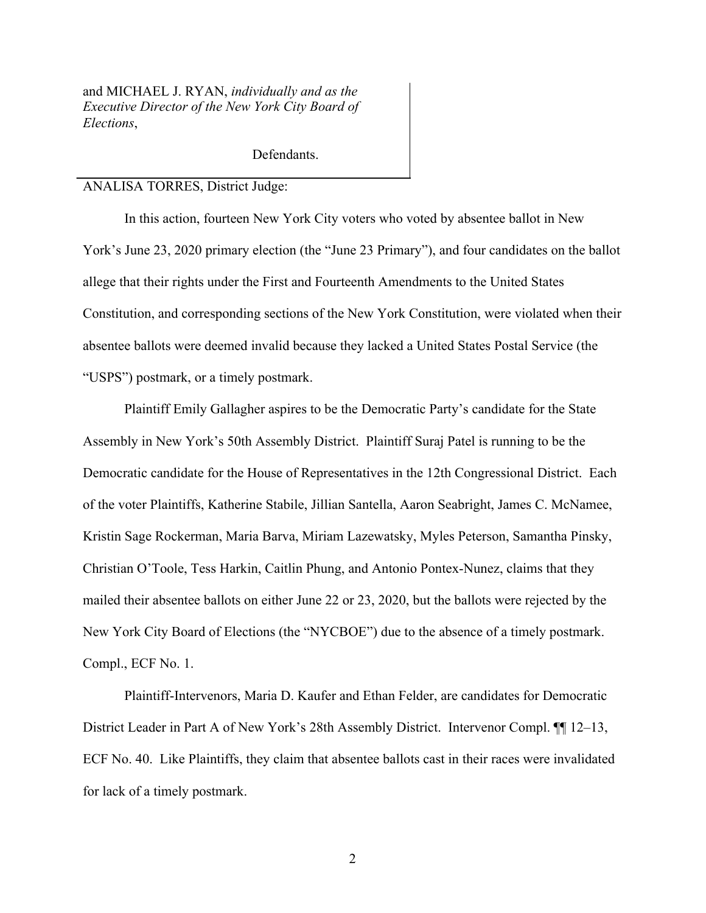and MICHAEL J. RYAN, *individually and as the Executive Director of the New York City Board of Elections*,

Defendants.

ANALISA TORRES, District Judge:

In this action, fourteen New York City voters who voted by absentee ballot in New York's June 23, 2020 primary election (the "June 23 Primary"), and four candidates on the ballot allege that their rights under the First and Fourteenth Amendments to the United States Constitution, and corresponding sections of the New York Constitution, were violated when their absentee ballots were deemed invalid because they lacked a United States Postal Service (the "USPS") postmark, or a timely postmark.

Plaintiff Emily Gallagher aspires to be the Democratic Party's candidate for the State Assembly in New York's 50th Assembly District. Plaintiff Suraj Patel is running to be the Democratic candidate for the House of Representatives in the 12th Congressional District. Each of the voter Plaintiffs, Katherine Stabile, Jillian Santella, Aaron Seabright, James C. McNamee, Kristin Sage Rockerman, Maria Barva, Miriam Lazewatsky, Myles Peterson, Samantha Pinsky, Christian O'Toole, Tess Harkin, Caitlin Phung, and Antonio Pontex-Nunez, claims that they mailed their absentee ballots on either June 22 or 23, 2020, but the ballots were rejected by the New York City Board of Elections (the "NYCBOE") due to the absence of a timely postmark. Compl., ECF No. 1.

Plaintiff-Intervenors, Maria D. Kaufer and Ethan Felder, are candidates for Democratic District Leader in Part A of New York's 28th Assembly District. Intervenor Compl. ¶¶ 12–13, ECF No. 40. Like Plaintiffs, they claim that absentee ballots cast in their races were invalidated for lack of a timely postmark.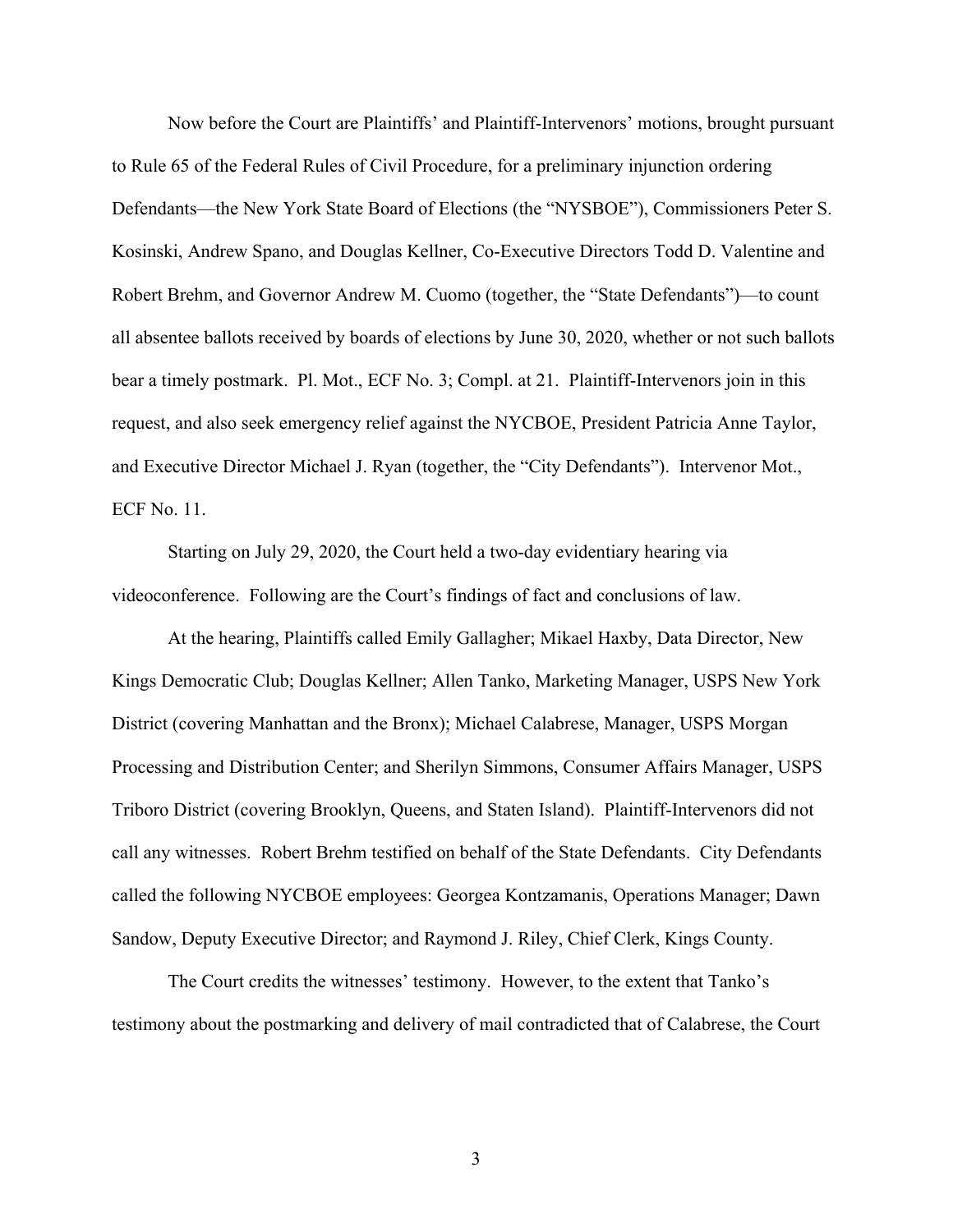Now before the Court are Plaintiffs' and Plaintiff-Intervenors' motions, brought pursuant to Rule 65 of the Federal Rules of Civil Procedure, for a preliminary injunction ordering Defendants—the New York State Board of Elections (the "NYSBOE"), Commissioners Peter S. Kosinski, Andrew Spano, and Douglas Kellner, Co-Executive Directors Todd D. Valentine and Robert Brehm, and Governor Andrew M. Cuomo (together, the "State Defendants")—to count all absentee ballots received by boards of elections by June 30, 2020, whether or not such ballots bear a timely postmark. Pl. Mot., ECF No. 3; Compl. at 21. Plaintiff-Intervenors join in this request, and also seek emergency relief against the NYCBOE, President Patricia Anne Taylor, and Executive Director Michael J. Ryan (together, the "City Defendants"). Intervenor Mot., ECF No. 11.

Starting on July 29, 2020, the Court held a two-day evidentiary hearing via videoconference. Following are the Court's findings of fact and conclusions of law.

At the hearing, Plaintiffs called Emily Gallagher; Mikael Haxby, Data Director, New Kings Democratic Club; Douglas Kellner; Allen Tanko, Marketing Manager, USPS New York District (covering Manhattan and the Bronx); Michael Calabrese, Manager, USPS Morgan Processing and Distribution Center; and Sherilyn Simmons, Consumer Affairs Manager, USPS Triboro District (covering Brooklyn, Queens, and Staten Island). Plaintiff-Intervenors did not call any witnesses. Robert Brehm testified on behalf of the State Defendants. City Defendants called the following NYCBOE employees: Georgea Kontzamanis, Operations Manager; Dawn Sandow, Deputy Executive Director; and Raymond J. Riley, Chief Clerk, Kings County.

The Court credits the witnesses' testimony. However, to the extent that Tanko's testimony about the postmarking and delivery of mail contradicted that of Calabrese, the Court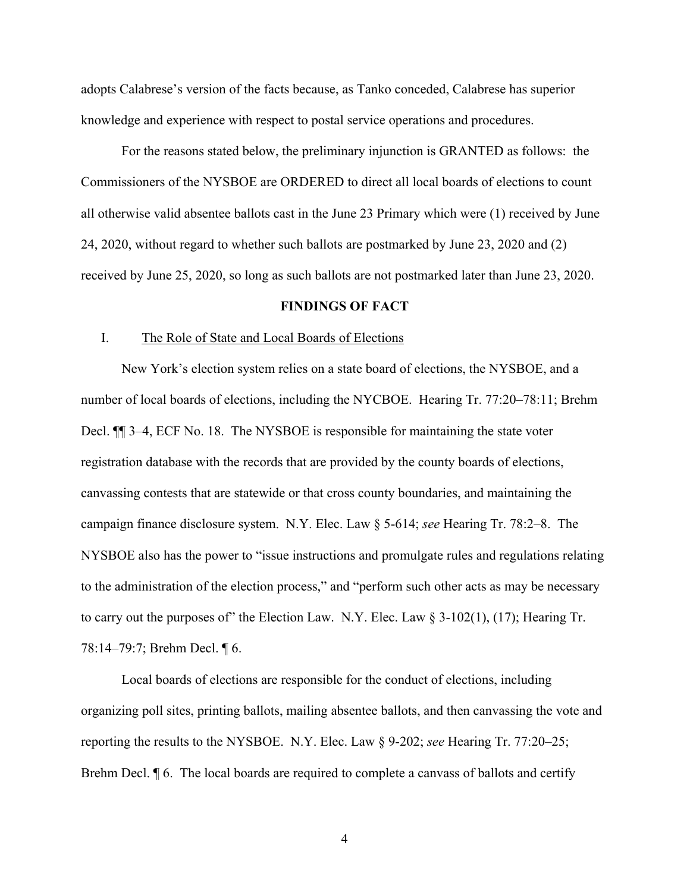adopts Calabrese's version of the facts because, as Tanko conceded, Calabrese has superior knowledge and experience with respect to postal service operations and procedures.

For the reasons stated below, the preliminary injunction is GRANTED as follows: the Commissioners of the NYSBOE are ORDERED to direct all local boards of elections to count all otherwise valid absentee ballots cast in the June 23 Primary which were (1) received by June 24, 2020, without regard to whether such ballots are postmarked by June 23, 2020 and (2) received by June 25, 2020, so long as such ballots are not postmarked later than June 23, 2020.

## FINDINGS OF FACT

### I. The Role of State and Local Boards of Elections

New York's election system relies on a state board of elections, the NYSBOE, and a number of local boards of elections, including the NYCBOE. Hearing Tr. 77:20–78:11; Brehm Decl. ¶¶ 3–4, ECF No. 18. The NYSBOE is responsible for maintaining the state voter registration database with the records that are provided by the county boards of elections, canvassing contests that are statewide or that cross county boundaries, and maintaining the campaign finance disclosure system. N.Y. Elec. Law § 5-614; *see* Hearing Tr. 78:2–8. The NYSBOE also has the power to "issue instructions and promulgate rules and regulations relating to the administration of the election process," and "perform such other acts as may be necessary to carry out the purposes of" the Election Law. N.Y. Elec. Law § 3-102(1), (17); Hearing Tr. 78:14–79:7; Brehm Decl. ¶ 6.

Local boards of elections are responsible for the conduct of elections, including organizing poll sites, printing ballots, mailing absentee ballots, and then canvassing the vote and reporting the results to the NYSBOE. N.Y. Elec. Law § 9-202; *see* Hearing Tr. 77:20–25; Brehm Decl. ¶ 6. The local boards are required to complete a canvass of ballots and certify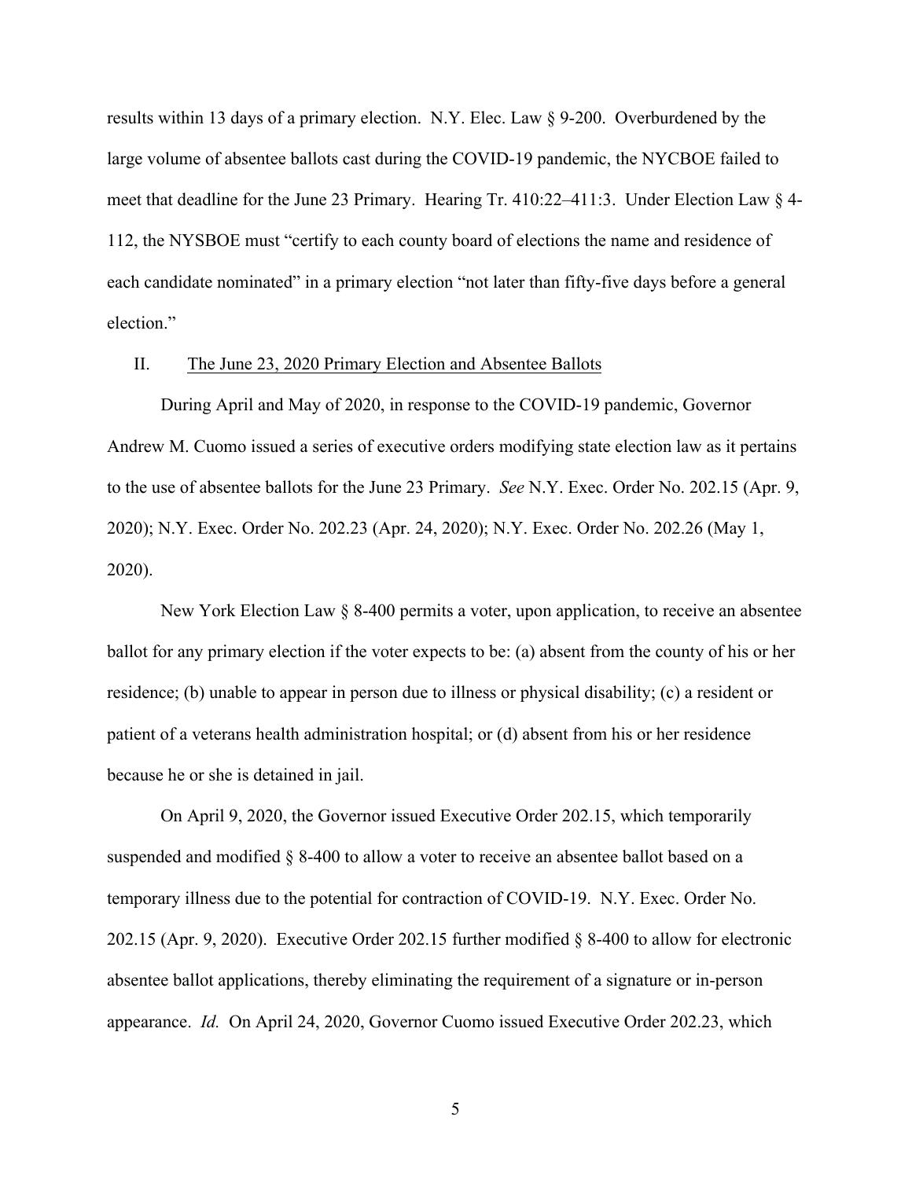results within 13 days of a primary election. N.Y. Elec. Law § 9-200. Overburdened by the large volume of absentee ballots cast during the COVID-19 pandemic, the NYCBOE failed to meet that deadline for the June 23 Primary. Hearing Tr. 410:22–411:3. Under Election Law § 4-112, the NYSBOE must "certify to each county board of elections the name and residence of each candidate nominated" in a primary election "not later than fifty-five days before a general election."

## II. The June 23, 2020 Primary Election and Absentee Ballots

During April and May of 2020, in response to the COVID-19 pandemic, Governor Andrew M. Cuomo issued a series of executive orders modifying state election law as it pertains to the use of absentee ballots for the June 23 Primary. *See* N.Y. Exec. Order No. 202.15 (Apr. 9, 2020); N.Y. Exec. Order No. 202.23 (Apr. 24, 2020); N.Y. Exec. Order No. 202.26 (May 1, 2020).

New York Election Law § 8-400 permits a voter, upon application, to receive an absentee ballot for any primary election if the voter expects to be: (a) absent from the county of his or her residence; (b) unable to appear in person due to illness or physical disability; (c) a resident or patient of a veterans health administration hospital; or (d) absent from his or her residence because he or she is detained in jail.

On April 9, 2020, the Governor issued Executive Order 202.15, which temporarily suspended and modified § 8-400 to allow a voter to receive an absentee ballot based on a temporary illness due to the potential for contraction of COVID-19. N.Y. Exec. Order No. 202.15 (Apr. 9, 2020). Executive Order 202.15 further modified § 8-400 to allow for electronic absentee ballot applications, thereby eliminating the requirement of a signature or in-person appearance. *Id.* On April 24, 2020, Governor Cuomo issued Executive Order 202.23, which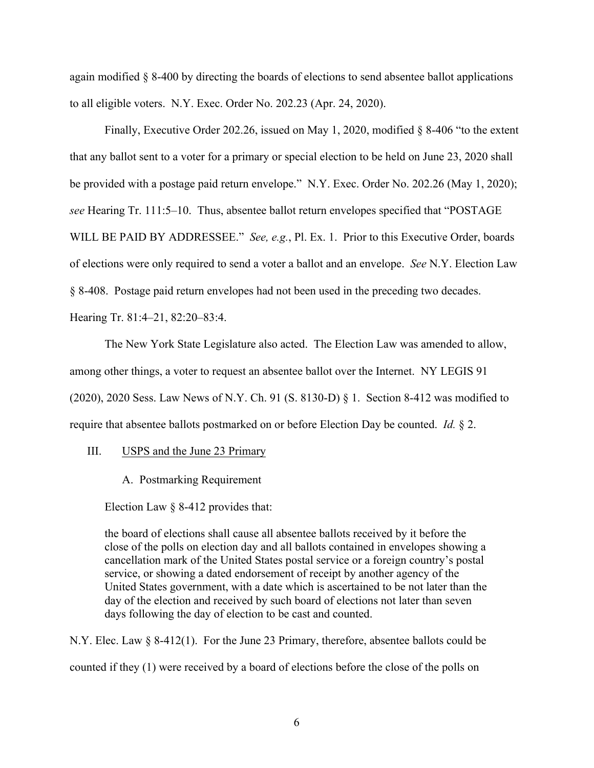again modified § 8-400 by directing the boards of elections to send absentee ballot applications to all eligible voters. N.Y. Exec. Order No. 202.23 (Apr. 24, 2020).

Finally, Executive Order 202.26, issued on May 1, 2020, modified § 8-406 "to the extent that any ballot sent to a voter for a primary or special election to be held on June 23, 2020 shall be provided with a postage paid return envelope." N.Y. Exec. Order No. 202.26 (May 1, 2020); *see* Hearing Tr. 111:5–10. Thus, absentee ballot return envelopes specified that "POSTAGE WILL BE PAID BY ADDRESSEE." *See, e.g.*, Pl. Ex. 1. Prior to this Executive Order, boards of elections were only required to send a voter a ballot and an envelope. *See* N.Y. Election Law § 8-408. Postage paid return envelopes had not been used in the preceding two decades. Hearing Tr. 81:4–21, 82:20–83:4.

The New York State Legislature also acted. The Election Law was amended to allow, among other things, a voter to request an absentee ballot over the Internet. NY LEGIS 91 (2020), 2020 Sess. Law News of N.Y. Ch. 91 (S. 8130-D) § 1. Section 8-412 was modified to require that absentee ballots postmarked on or before Election Day be counted. *Id.* § 2.

## III. <u>USPS and the June 23 Primary</u>

### A. Postmarking Requirement

Election Law § 8-412 provides that:

> the board of elections shall cause all absentee ballots received by it before the close of the polls on election day and all ballots contained in envelopes showing a cancellation mark of the United States postal service or a foreign country's postal service, or showing a dated endorsement of receipt by another agency of the United States government, with a date which is ascertained to be not later than the day of the election and received by such board of elections not later than seven days following the day of election to be cast and counted.

N.Y. Elec. Law § 8-412(1). For the June 23 Primary, therefore, absentee ballots could be counted if they (1) were received by a board of elections before the close of the polls on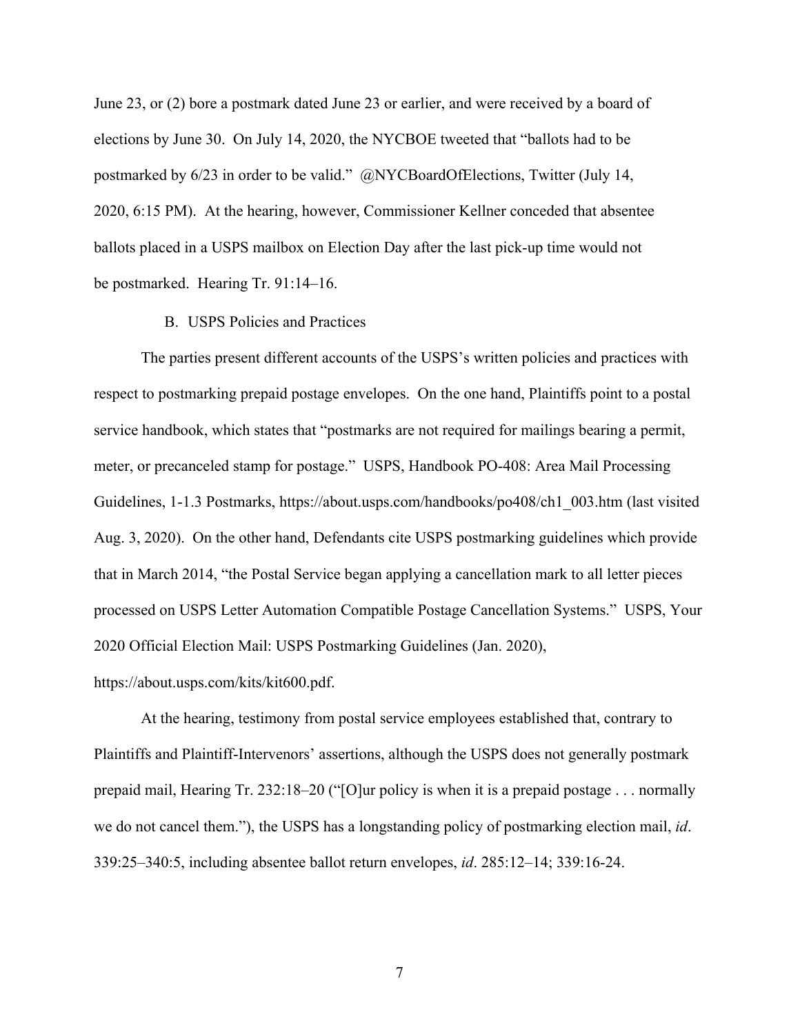June 23, or (2) bore a postmark dated June 23 or earlier, and were received by a board of elections by June 30. On July 14, 2020, the NYCBOE tweeted that "ballots had to be postmarked by 6/23 in order to be valid." @NYCBoardOfElections, Twitter (July 14, 2020, 6:15 PM). At the hearing, however, Commissioner Kellner conceded that absentee ballots placed in a USPS mailbox on Election Day after the last pick-up time would not be postmarked. Hearing Tr. 91:14–16.

### B. USPS Policies and Practices

The parties present different accounts of the USPS's written policies and practices with respect to postmarking prepaid postage envelopes. On the one hand, Plaintiffs point to a postal service handbook, which states that "postmarks are not required for mailings bearing a permit, meter, or precanceled stamp for postage." USPS, Handbook PO-408: Area Mail Processing Guidelines, 1-1.3 Postmarks, https://about.usps.com/handbooks/po408/ch1_003.htm (last visited Aug. 3, 2020). On the other hand, Defendants cite USPS postmarking guidelines which provide that in March 2014, "the Postal Service began applying a cancellation mark to all letter pieces processed on USPS Letter Automation Compatible Postage Cancellation Systems." USPS, Your 2020 Official Election Mail: USPS Postmarking Guidelines (Jan. 2020), https://about.usps.com/kits/kit600.pdf.

At the hearing, testimony from postal service employees established that, contrary to Plaintiffs and Plaintiff-Intervenors' assertions, although the USPS does not generally postmark prepaid mail, Hearing Tr. 232:18–20 ("[O]ur policy is when it is a prepaid postage . . . normally we do not cancel them."), the USPS has a longstanding policy of postmarking election mail, *id*. 339:25–340:5, including absentee ballot return envelopes, *id*. 285:12–14; 339:16-24.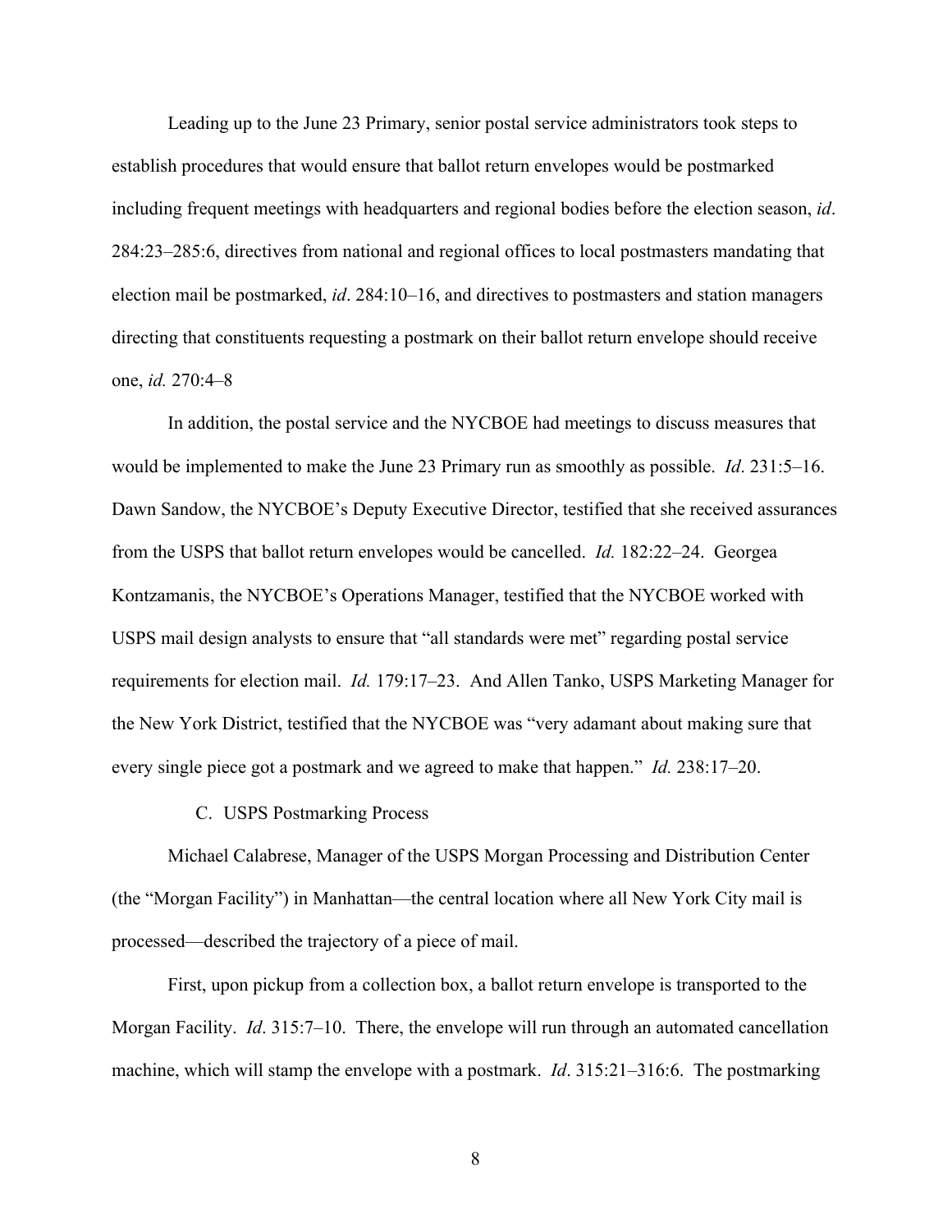Leading up to the June 23 Primary, senior postal service administrators took steps to establish procedures that would ensure that ballot return envelopes would be postmarked including frequent meetings with headquarters and regional bodies before the election season, *id*. 284:23–285:6, directives from national and regional offices to local postmasters mandating that election mail be postmarked, *id*. 284:10–16, and directives to postmasters and station managers directing that constituents requesting a postmark on their ballot return envelope should receive one, *id.* 270:4–8

In addition, the postal service and the NYCBOE had meetings to discuss measures that would be implemented to make the June 23 Primary run as smoothly as possible. *Id*. 231:5–16. Dawn Sandow, the NYCBOE's Deputy Executive Director, testified that she received assurances from the USPS that ballot return envelopes would be cancelled. *Id.* 182:22–24. Georgea Kontzamanis, the NYCBOE's Operations Manager, testified that the NYCBOE worked with USPS mail design analysts to ensure that "all standards were met" regarding postal service requirements for election mail. *Id.* 179:17–23. And Allen Tanko, USPS Marketing Manager for the New York District, testified that the NYCBOE was "very adamant about making sure that every single piece got a postmark and we agreed to make that happen." *Id.* 238:17–20.

### C. USPS Postmarking Process

Michael Calabrese, Manager of the USPS Morgan Processing and Distribution Center (the "Morgan Facility") in Manhattan—the central location where all New York City mail is processed—described the trajectory of a piece of mail.

First, upon pickup from a collection box, a ballot return envelope is transported to the Morgan Facility. *Id*. 315:7–10. There, the envelope will run through an automated cancellation machine, which will stamp the envelope with a postmark. *Id*. 315:21–316:6. The postmarking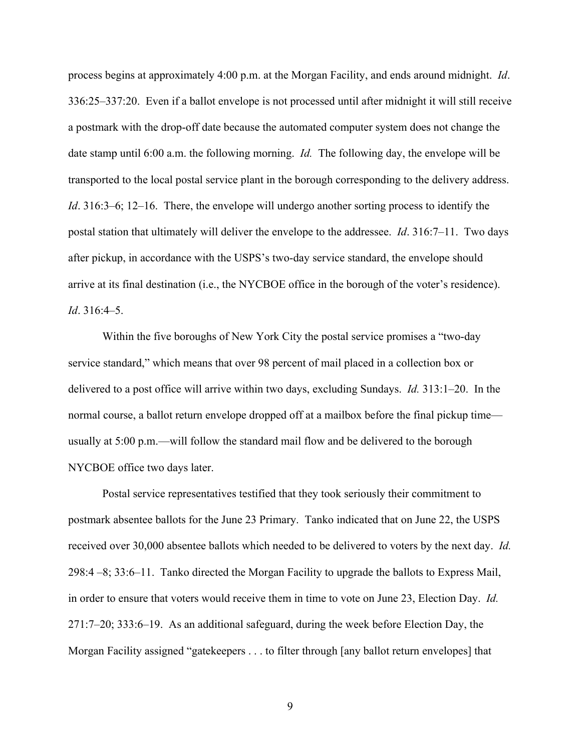process begins at approximately 4:00 p.m. at the Morgan Facility, and ends around midnight. *Id*. 336:25–337:20. Even if a ballot envelope is not processed until after midnight it will still receive a postmark with the drop-off date because the automated computer system does not change the date stamp until 6:00 a.m. the following morning. *Id.* The following day, the envelope will be transported to the local postal service plant in the borough corresponding to the delivery address. *Id*. 316:3–6; 12–16. There, the envelope will undergo another sorting process to identify the postal station that ultimately will deliver the envelope to the addressee. *Id*. 316:7–11. Two days after pickup, in accordance with the USPS's two-day service standard, the envelope should arrive at its final destination (i.e., the NYCBOE office in the borough of the voter's residence). *Id*. 316:4–5.

Within the five boroughs of New York City the postal service promises a "two-day service standard," which means that over 98 percent of mail placed in a collection box or delivered to a post office will arrive within two days, excluding Sundays. *Id.* 313:1–20. In the normal course, a ballot return envelope dropped off at a mailbox before the final pickup time—usually at 5:00 p.m.—will follow the standard mail flow and be delivered to the borough NYCBOE office two days later.

Postal service representatives testified that they took seriously their commitment to postmark absentee ballots for the June 23 Primary. Tanko indicated that on June 22, the USPS received over 30,000 absentee ballots which needed to be delivered to voters by the next day. *Id.* 298:4 –8; 33:6–11. Tanko directed the Morgan Facility to upgrade the ballots to Express Mail, in order to ensure that voters would receive them in time to vote on June 23, Election Day. *Id.* 271:7–20; 333:6–19. As an additional safeguard, during the week before Election Day, the Morgan Facility assigned "gatekeepers . . . to filter through [any ballot return envelopes] that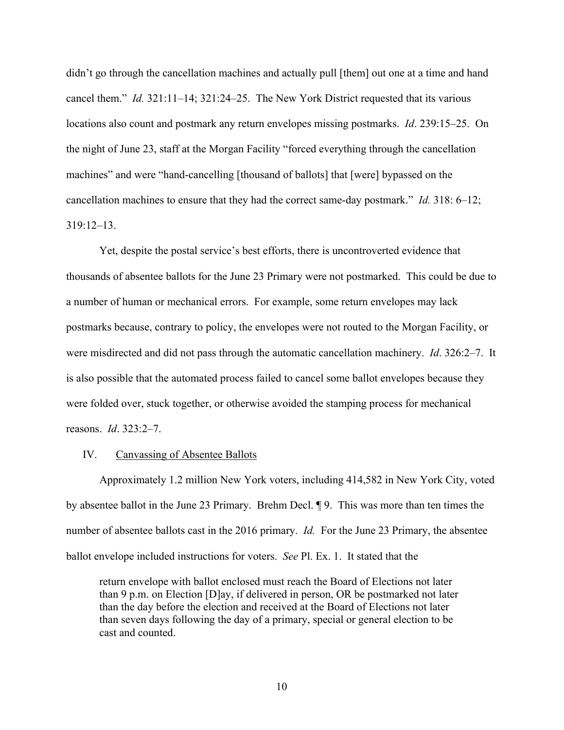didn't go through the cancellation machines and actually pull [them] out one at a time and hand cancel them." *Id.* 321:11–14; 321:24–25. The New York District requested that its various locations also count and postmark any return envelopes missing postmarks. *Id*. 239:15–25. On the night of June 23, staff at the Morgan Facility "forced everything through the cancellation machines" and were "hand-cancelling [thousand of ballots] that [were] bypassed on the cancellation machines to ensure that they had the correct same-day postmark." *Id.* 318: 6–12; 319:12–13.

Yet, despite the postal service's best efforts, there is uncontroverted evidence that thousands of absentee ballots for the June 23 Primary were not postmarked. This could be due to a number of human or mechanical errors. For example, some return envelopes may lack postmarks because, contrary to policy, the envelopes were not routed to the Morgan Facility, or were misdirected and did not pass through the automatic cancellation machinery. *Id*. 326:2–7. It is also possible that the automated process failed to cancel some ballot envelopes because they were folded over, stuck together, or otherwise avoided the stamping process for mechanical reasons. *Id*. 323:2–7.

IV. Canvassing of Absentee Ballots

Approximately 1.2 million New York voters, including 414,582 in New York City, voted by absentee ballot in the June 23 Primary. Brehm Decl. ¶ 9. This was more than ten times the number of absentee ballots cast in the 2016 primary. *Id.* For the June 23 Primary, the absentee ballot envelope included instructions for voters. *See* Pl. Ex. 1. It stated that the

> return envelope with ballot enclosed must reach the Board of Elections not later than 9 p.m. on Election [D]ay, if delivered in person, OR be postmarked not later than the day before the election and received at the Board of Elections not later than seven days following the day of a primary, special or general election to be cast and counted.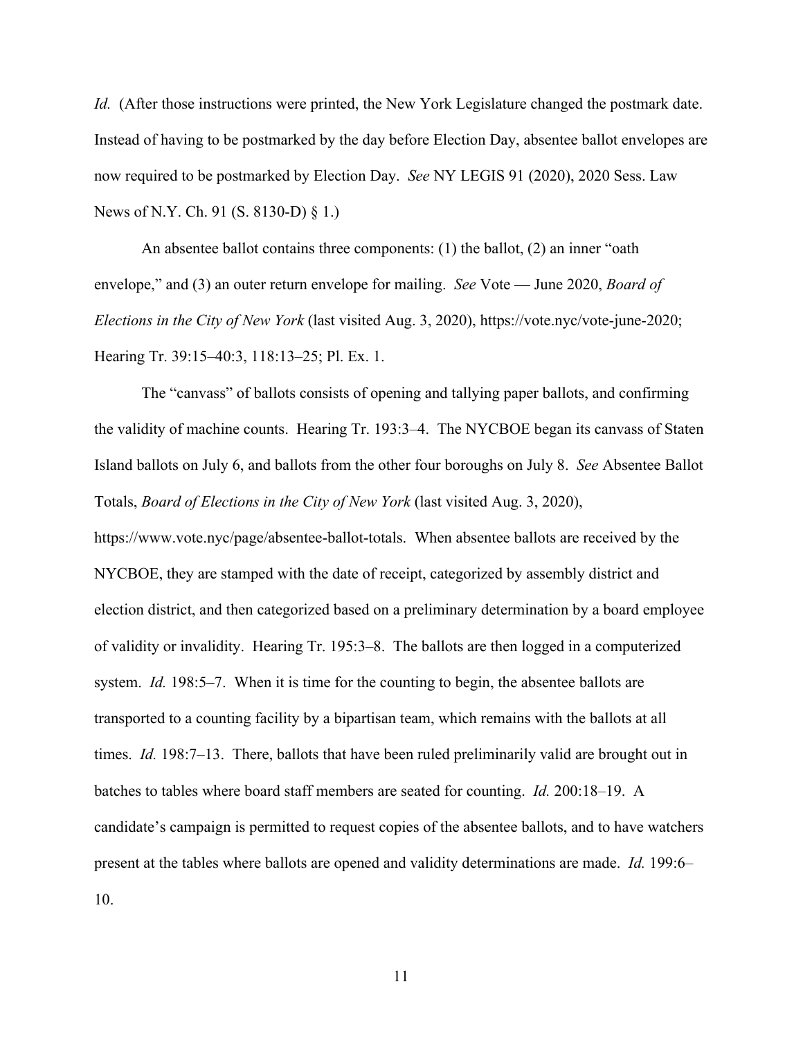*Id.* (After those instructions were printed, the New York Legislature changed the postmark date. Instead of having to be postmarked by the day before Election Day, absentee ballot envelopes are now required to be postmarked by Election Day. *See* NY LEGIS 91 (2020), 2020 Sess. Law News of N.Y. Ch. 91 (S. 8130-D) § 1.)

An absentee ballot contains three components: (1) the ballot, (2) an inner "oath envelope," and (3) an outer return envelope for mailing. *See* Vote — June 2020, *Board of Elections in the City of New York* (last visited Aug. 3, 2020), https://vote.nyc/vote-june-2020; Hearing Tr. 39:15–40:3, 118:13–25; Pl. Ex. 1.

The "canvass" of ballots consists of opening and tallying paper ballots, and confirming the validity of machine counts. Hearing Tr. 193:3–4. The NYCBOE began its canvass of Staten Island ballots on July 6, and ballots from the other four boroughs on July 8. *See* Absentee Ballot Totals, *Board of Elections in the City of New York* (last visited Aug. 3, 2020), https://www.vote.nyc/page/absentee-ballot-totals. When absentee ballots are received by the NYCBOE, they are stamped with the date of receipt, categorized by assembly district and election district, and then categorized based on a preliminary determination by a board employee of validity or invalidity. Hearing Tr. 195:3–8. The ballots are then logged in a computerized system. *Id.* 198:5–7. When it is time for the counting to begin, the absentee ballots are transported to a counting facility by a bipartisan team, which remains with the ballots at all times. *Id.* 198:7–13. There, ballots that have been ruled preliminarily valid are brought out in batches to tables where board staff members are seated for counting. *Id.* 200:18–19. A candidate's campaign is permitted to request copies of the absentee ballots, and to have watchers present at the tables where ballots are opened and validity determinations are made. *Id.* 199:6–10.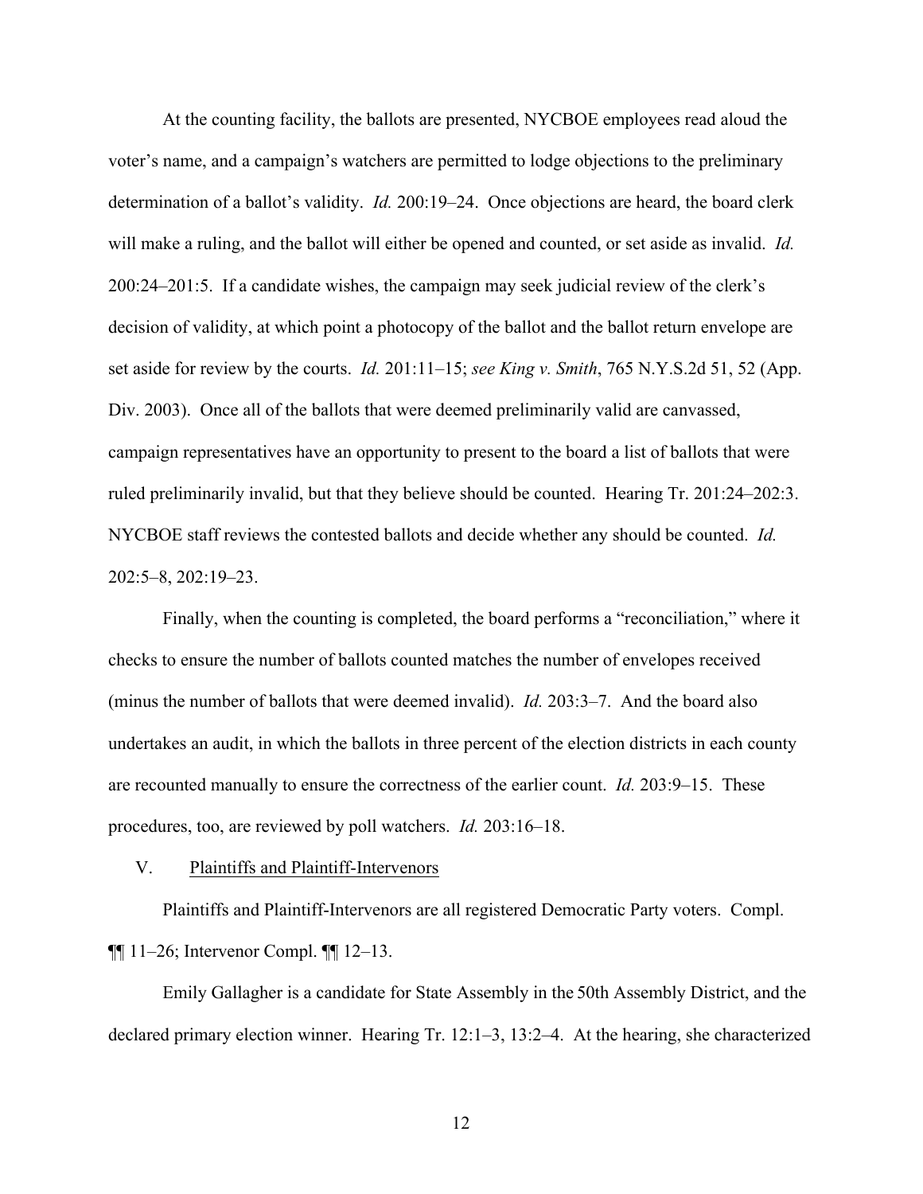At the counting facility, the ballots are presented, NYCBOE employees read aloud the voter's name, and a campaign's watchers are permitted to lodge objections to the preliminary determination of a ballot's validity. *Id.* 200:19–24. Once objections are heard, the board clerk will make a ruling, and the ballot will either be opened and counted, or set aside as invalid. *Id.* 200:24–201:5. If a candidate wishes, the campaign may seek judicial review of the clerk's decision of validity, at which point a photocopy of the ballot and the ballot return envelope are set aside for review by the courts. *Id.* 201:11–15; *see King v. Smith*, 765 N.Y.S.2d 51, 52 (App. Div. 2003). Once all of the ballots that were deemed preliminarily valid are canvassed, campaign representatives have an opportunity to present to the board a list of ballots that were ruled preliminarily invalid, but that they believe should be counted. Hearing Tr. 201:24–202:3. NYCBOE staff reviews the contested ballots and decide whether any should be counted. *Id.* 202:5–8, 202:19–23.

Finally, when the counting is completed, the board performs a "reconciliation," where it checks to ensure the number of ballots counted matches the number of envelopes received (minus the number of ballots that were deemed invalid). *Id.* 203:3–7. And the board also undertakes an audit, in which the ballots in three percent of the election districts in each county are recounted manually to ensure the correctness of the earlier count. *Id.* 203:9–15. These procedures, too, are reviewed by poll watchers. *Id.* 203:16–18.

## V. Plaintiffs and Plaintiff-Intervenors

Plaintiffs and Plaintiff-Intervenors are all registered Democratic Party voters. Compl. ¶¶ 11–26; Intervenor Compl. ¶¶ 12–13.

Emily Gallagher is a candidate for State Assembly in the 50th Assembly District, and the declared primary election winner. Hearing Tr. 12:1–3, 13:2–4. At the hearing, she characterized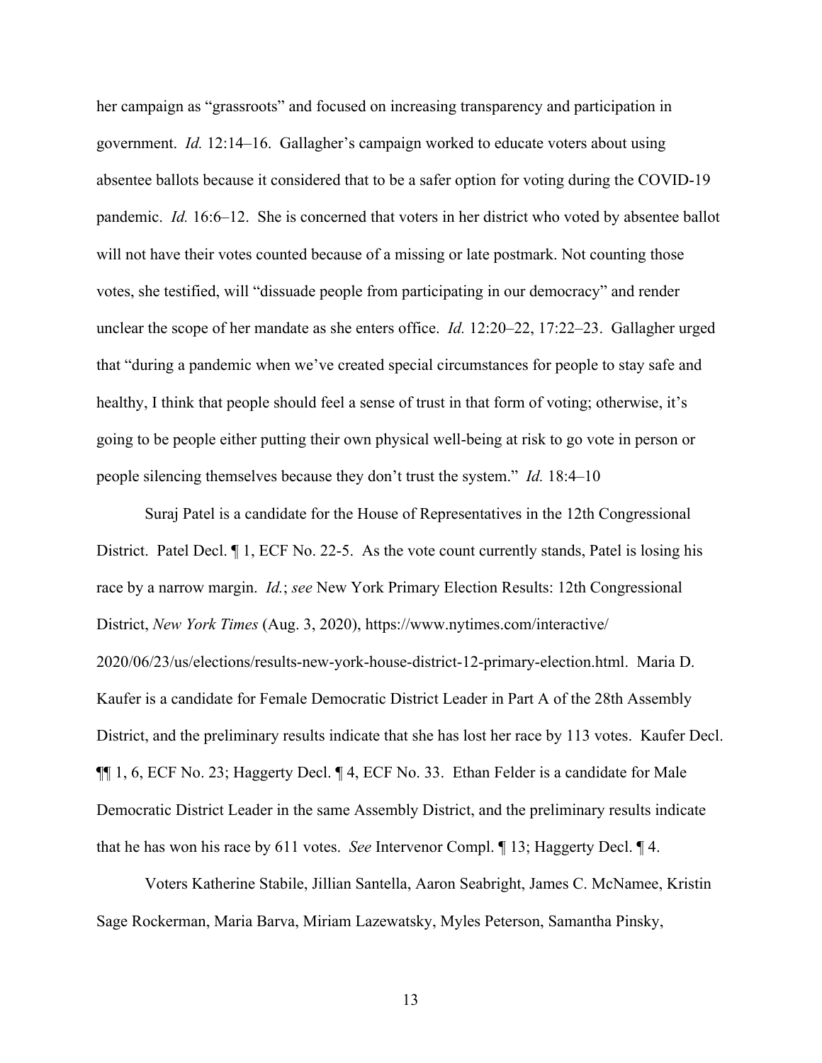her campaign as "grassroots" and focused on increasing transparency and participation in government. *Id.* 12:14–16. Gallagher's campaign worked to educate voters about using absentee ballots because it considered that to be a safer option for voting during the COVID-19 pandemic. *Id.* 16:6–12. She is concerned that voters in her district who voted by absentee ballot will not have their votes counted because of a missing or late postmark. Not counting those votes, she testified, will "dissuade people from participating in our democracy" and render unclear the scope of her mandate as she enters office. *Id.* 12:20–22, 17:22–23. Gallagher urged that "during a pandemic when we've created special circumstances for people to stay safe and healthy, I think that people should feel a sense of trust in that form of voting; otherwise, it's going to be people either putting their own physical well-being at risk to go vote in person or people silencing themselves because they don't trust the system." *Id.* 18:4–10

Suraj Patel is a candidate for the House of Representatives in the 12th Congressional District. Patel Decl. ¶ 1, ECF No. 22-5. As the vote count currently stands, Patel is losing his race by a narrow margin. *Id.*; *see* New York Primary Election Results: 12th Congressional District, *New York Times* (Aug. 3, 2020), https://www.nytimes.com/interactive/2020/06/23/us/elections/results-new-york-house-district-12-primary-election.html. Maria D. Kaufer is a candidate for Female Democratic District Leader in Part A of the 28th Assembly District, and the preliminary results indicate that she has lost her race by 113 votes. Kaufer Decl. ¶¶ 1, 6, ECF No. 23; Haggerty Decl. ¶ 4, ECF No. 33. Ethan Felder is a candidate for Male Democratic District Leader in the same Assembly District, and the preliminary results indicate that he has won his race by 611 votes. *See* Intervenor Compl. ¶ 13; Haggerty Decl. ¶ 4.

Voters Katherine Stabile, Jillian Santella, Aaron Seabright, James C. McNamee, Kristin Sage Rockerman, Maria Barva, Miriam Lazewatsky, Myles Peterson, Samantha Pinsky,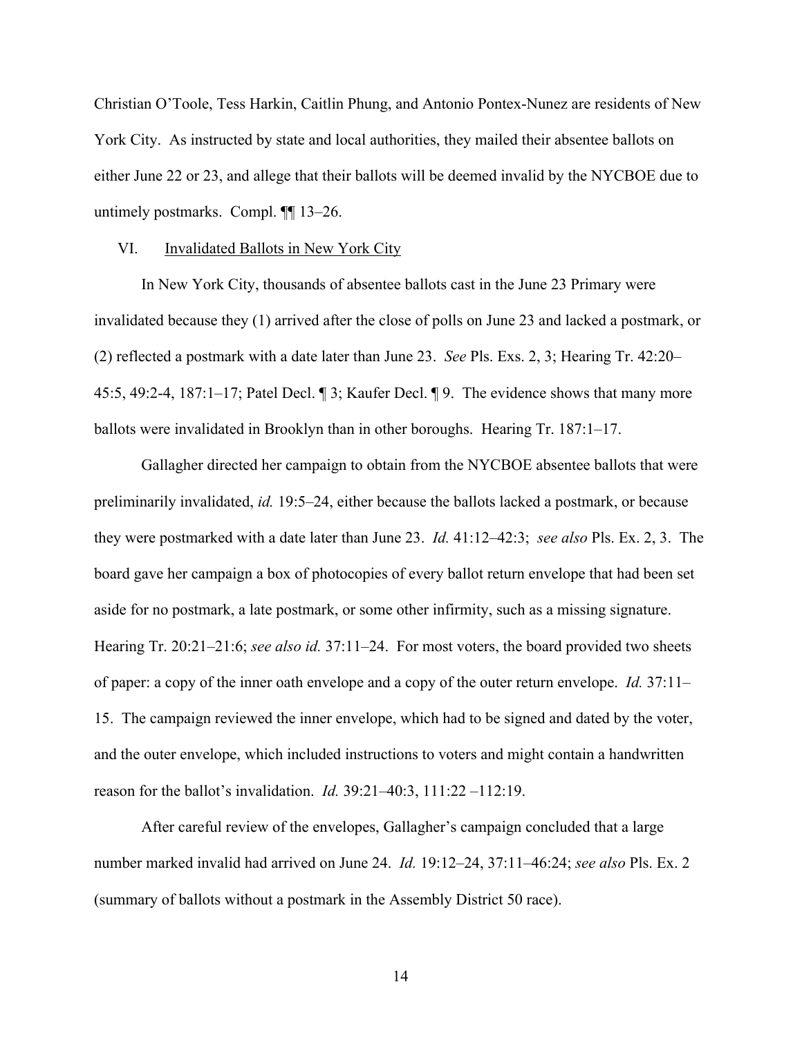Christian O'Toole, Tess Harkin, Caitlin Phung, and Antonio Pontex-Nunez are residents of New York City. As instructed by state and local authorities, they mailed their absentee ballots on either June 22 or 23, and allege that their ballots will be deemed invalid by the NYCBOE due to untimely postmarks. Compl. ¶¶ 13–26.

## VI. Invalidated Ballots in New York City

In New York City, thousands of absentee ballots cast in the June 23 Primary were invalidated because they (1) arrived after the close of polls on June 23 and lacked a postmark, or (2) reflected a postmark with a date later than June 23. *See* Pls. Exs. 2, 3; Hearing Tr. 42:20–45:5, 49:2-4, 187:1–17; Patel Decl. ¶ 3; Kaufer Decl. ¶ 9. The evidence shows that many more ballots were invalidated in Brooklyn than in other boroughs. Hearing Tr. 187:1–17.

Gallagher directed her campaign to obtain from the NYCBOE absentee ballots that were preliminarily invalidated, *id.* 19:5–24, either because the ballots lacked a postmark, or because they were postmarked with a date later than June 23. *Id.* 41:12–42:3; *see also* Pls. Ex. 2, 3. The board gave her campaign a box of photocopies of every ballot return envelope that had been set aside for no postmark, a late postmark, or some other infirmity, such as a missing signature. Hearing Tr. 20:21–21:6; *see also id.* 37:11–24. For most voters, the board provided two sheets of paper: a copy of the inner oath envelope and a copy of the outer return envelope. *Id.* 37:11–15. The campaign reviewed the inner envelope, which had to be signed and dated by the voter, and the outer envelope, which included instructions to voters and might contain a handwritten reason for the ballot's invalidation. *Id.* 39:21–40:3, 111:22 –112:19.

After careful review of the envelopes, Gallagher's campaign concluded that a large number marked invalid had arrived on June 24. *Id.* 19:12–24, 37:11–46:24; *see also* Pls. Ex. 2 (summary of ballots without a postmark in the Assembly District 50 race).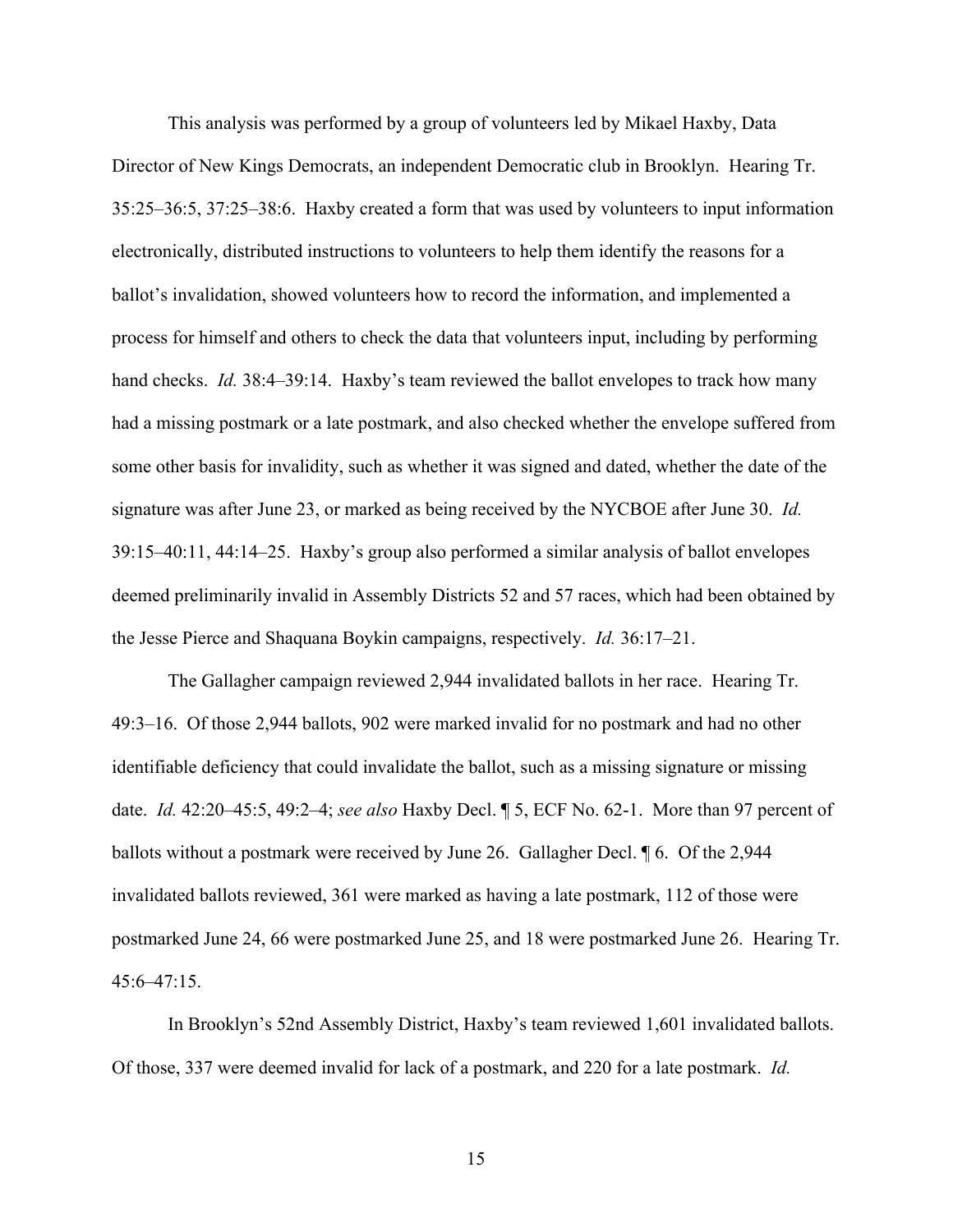This analysis was performed by a group of volunteers led by Mikael Haxby, Data Director of New Kings Democrats, an independent Democratic club in Brooklyn. Hearing Tr. 35:25–36:5, 37:25–38:6. Haxby created a form that was used by volunteers to input information electronically, distributed instructions to volunteers to help them identify the reasons for a ballot's invalidation, showed volunteers how to record the information, and implemented a process for himself and others to check the data that volunteers input, including by performing hand checks. *Id.* 38:4–39:14. Haxby's team reviewed the ballot envelopes to track how many had a missing postmark or a late postmark, and also checked whether the envelope suffered from some other basis for invalidity, such as whether it was signed and dated, whether the date of the signature was after June 23, or marked as being received by the NYCBOE after June 30. *Id.* 39:15–40:11, 44:14–25. Haxby's group also performed a similar analysis of ballot envelopes deemed preliminarily invalid in Assembly Districts 52 and 57 races, which had been obtained by the Jesse Pierce and Shaquana Boykin campaigns, respectively. *Id.* 36:17–21.

The Gallagher campaign reviewed 2,944 invalidated ballots in her race. Hearing Tr. 49:3–16. Of those 2,944 ballots, 902 were marked invalid for no postmark and had no other identifiable deficiency that could invalidate the ballot, such as a missing signature or missing date. *Id.* 42:20–45:5, 49:2–4; *see also* Haxby Decl. ¶ 5, ECF No. 62-1. More than 97 percent of ballots without a postmark were received by June 26. Gallagher Decl. ¶ 6. Of the 2,944 invalidated ballots reviewed, 361 were marked as having a late postmark, 112 of those were postmarked June 24, 66 were postmarked June 25, and 18 were postmarked June 26. Hearing Tr. 45:6–47:15.

In Brooklyn's 52nd Assembly District, Haxby's team reviewed 1,601 invalidated ballots. Of those, 337 were deemed invalid for lack of a postmark, and 220 for a late postmark. *Id.*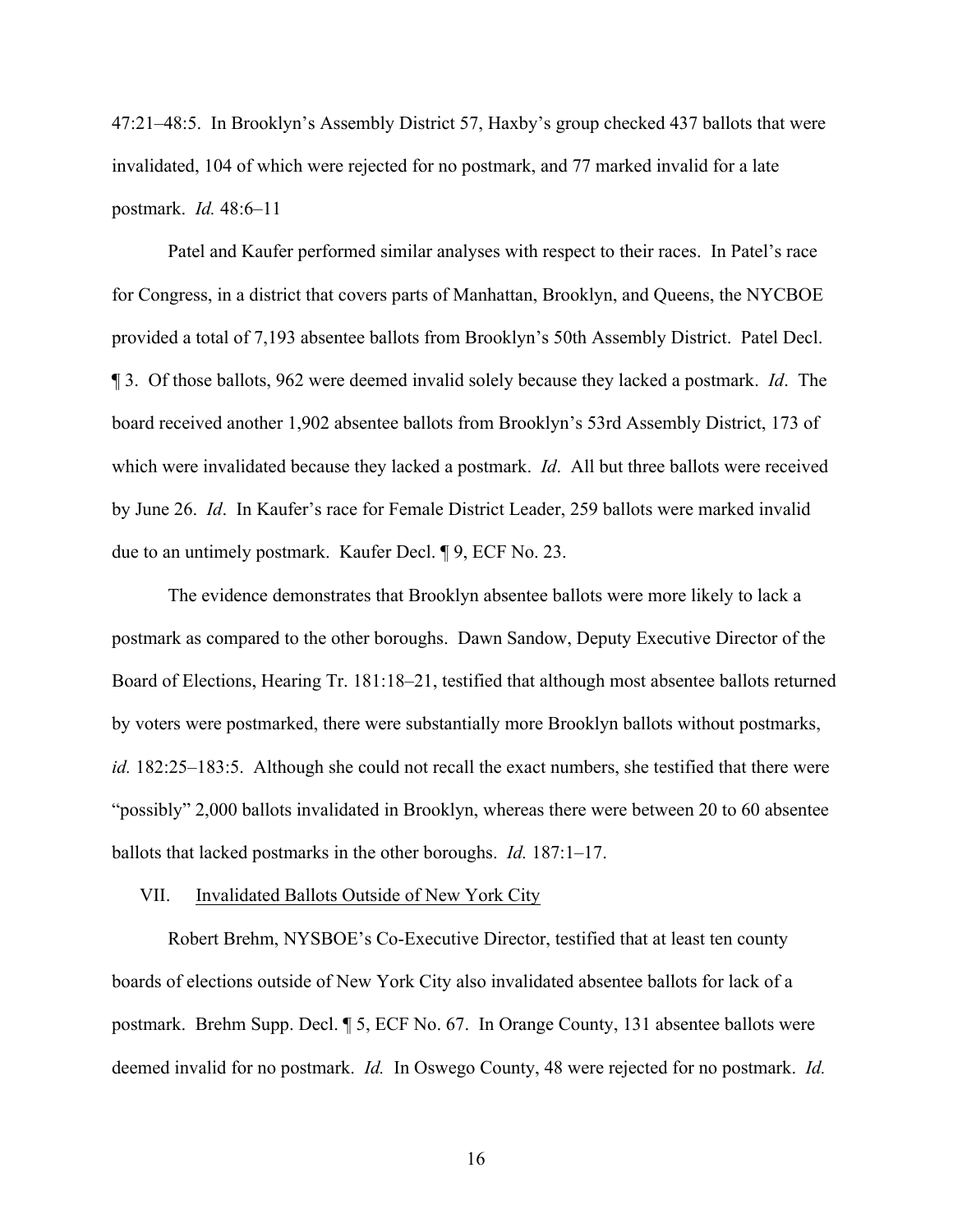47:21–48:5. In Brooklyn's Assembly District 57, Haxby's group checked 437 ballots that were invalidated, 104 of which were rejected for no postmark, and 77 marked invalid for a late postmark. *Id.* 48:6–11

Patel and Kaufer performed similar analyses with respect to their races. In Patel's race for Congress, in a district that covers parts of Manhattan, Brooklyn, and Queens, the NYCBOE provided a total of 7,193 absentee ballots from Brooklyn's 50th Assembly District. Patel Decl. ¶ 3. Of those ballots, 962 were deemed invalid solely because they lacked a postmark. *Id*. The board received another 1,902 absentee ballots from Brooklyn's 53rd Assembly District, 173 of which were invalidated because they lacked a postmark. *Id*. All but three ballots were received by June 26. *Id*. In Kaufer's race for Female District Leader, 259 ballots were marked invalid due to an untimely postmark. Kaufer Decl. ¶ 9, ECF No. 23.

The evidence demonstrates that Brooklyn absentee ballots were more likely to lack a postmark as compared to the other boroughs. Dawn Sandow, Deputy Executive Director of the Board of Elections, Hearing Tr. 181:18–21, testified that although most absentee ballots returned by voters were postmarked, there were substantially more Brooklyn ballots without postmarks, *id.* 182:25–183:5. Although she could not recall the exact numbers, she testified that there were "possibly" 2,000 ballots invalidated in Brooklyn, whereas there were between 20 to 60 absentee ballots that lacked postmarks in the other boroughs. *Id.* 187:1–17.

## VII. Invalidated Ballots Outside of New York City

Robert Brehm, NYSBOE's Co-Executive Director, testified that at least ten county boards of elections outside of New York City also invalidated absentee ballots for lack of a postmark. Brehm Supp. Decl. ¶ 5, ECF No. 67. In Orange County, 131 absentee ballots were deemed invalid for no postmark. *Id.* In Oswego County, 48 were rejected for no postmark. *Id.*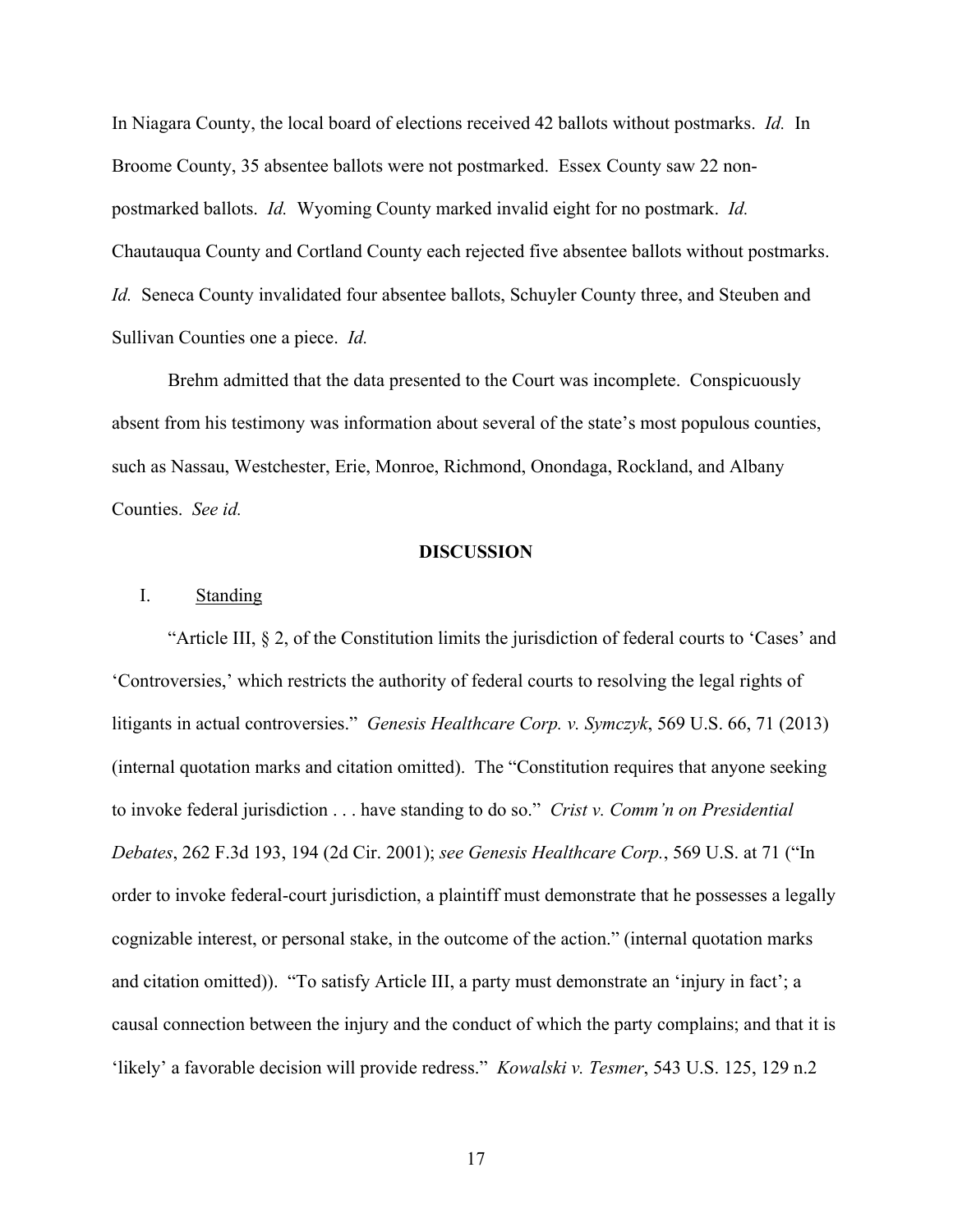In Niagara County, the local board of elections received 42 ballots without postmarks. *Id.* In Broome County, 35 absentee ballots were not postmarked. Essex County saw 22 non-postmarked ballots. *Id.* Wyoming County marked invalid eight for no postmark. *Id.* Chautauqua County and Cortland County each rejected five absentee ballots without postmarks. *Id.* Seneca County invalidated four absentee ballots, Schuyler County three, and Steuben and Sullivan Counties one a piece. *Id.*

Brehm admitted that the data presented to the Court was incomplete. Conspicuously absent from his testimony was information about several of the state's most populous counties, such as Nassau, Westchester, Erie, Monroe, Richmond, Onondaga, Rockland, and Albany Counties. *See id.*

## DISCUSSION

### I. Standing

"Article III, § 2, of the Constitution limits the jurisdiction of federal courts to 'Cases' and 'Controversies,' which restricts the authority of federal courts to resolving the legal rights of litigants in actual controversies." *Genesis Healthcare Corp. v. Symczyk*, 569 U.S. 66, 71 (2013) (internal quotation marks and citation omitted). The "Constitution requires that anyone seeking to invoke federal jurisdiction . . . have standing to do so." *Crist v. Comm'n on Presidential Debates*, 262 F.3d 193, 194 (2d Cir. 2001); *see Genesis Healthcare Corp.*, 569 U.S. at 71 ("In order to invoke federal-court jurisdiction, a plaintiff must demonstrate that he possesses a legally cognizable interest, or personal stake, in the outcome of the action." (internal quotation marks and citation omitted)). "To satisfy Article III, a party must demonstrate an 'injury in fact'; a causal connection between the injury and the conduct of which the party complains; and that it is 'likely' a favorable decision will provide redress." *Kowalski v. Tesmer*, 543 U.S. 125, 129 n.2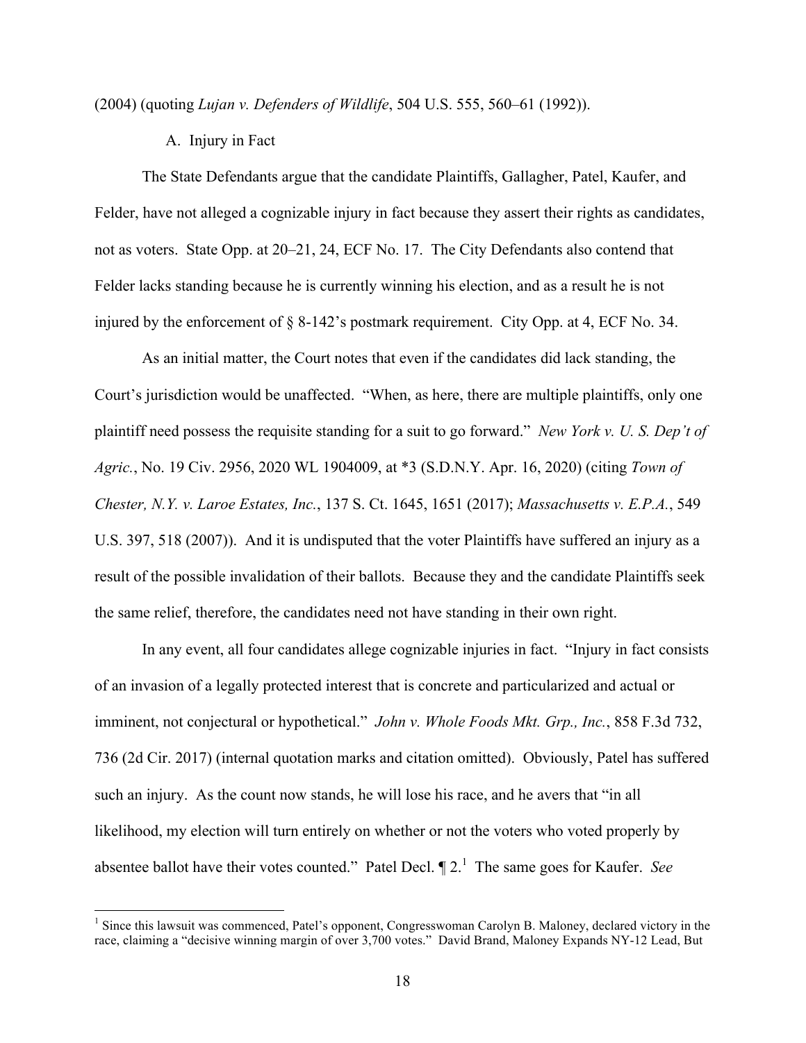(2004) (quoting *Lujan v. Defenders of Wildlife*, 504 U.S. 555, 560–61 (1992)).

### A. Injury in Fact

The State Defendants argue that the candidate Plaintiffs, Gallagher, Patel, Kaufer, and Felder, have not alleged a cognizable injury in fact because they assert their rights as candidates, not as voters. State Opp. at 20–21, 24, ECF No. 17. The City Defendants also contend that Felder lacks standing because he is currently winning his election, and as a result he is not injured by the enforcement of § 8-142's postmark requirement. City Opp. at 4, ECF No. 34.

As an initial matter, the Court notes that even if the candidates did lack standing, the Court's jurisdiction would be unaffected. "When, as here, there are multiple plaintiffs, only one plaintiff need possess the requisite standing for a suit to go forward." *New York v. U. S. Dep't of Agric.*, No. 19 Civ. 2956, 2020 WL 1904009, at *3 (S.D.N.Y. Apr. 16, 2020) (citing *Town of Chester, N.Y. v. Laroe Estates, Inc.*, 137 S. Ct. 1645, 1651 (2017); *Massachusetts v. E.P.A.*, 549 U.S. 397, 518 (2007)). And it is undisputed that the voter Plaintiffs have suffered an injury as a result of the possible invalidation of their ballots. Because they and the candidate Plaintiffs seek the same relief, therefore, the candidates need not have standing in their own right.

In any event, all four candidates allege cognizable injuries in fact. "Injury in fact consists of an invasion of a legally protected interest that is concrete and particularized and actual or imminent, not conjectural or hypothetical." *John v. Whole Foods Mkt. Grp., Inc.*, 858 F.3d 732, 736 (2d Cir. 2017) (internal quotation marks and citation omitted). Obviously, Patel has suffered such an injury. As the count now stands, he will lose his race, and he avers that "in all likelihood, my election will turn entirely on whether or not the voters who voted properly by absentee ballot have their votes counted." Patel Decl. ¶ 2.[1] The same goes for Kaufer. *See*

[1] Since this lawsuit was commenced, Patel's opponent, Congresswoman Carolyn B. Maloney, declared victory in the race, claiming a "decisive winning margin of over 3,700 votes." David Brand, Maloney Expands NY-12 Lead, But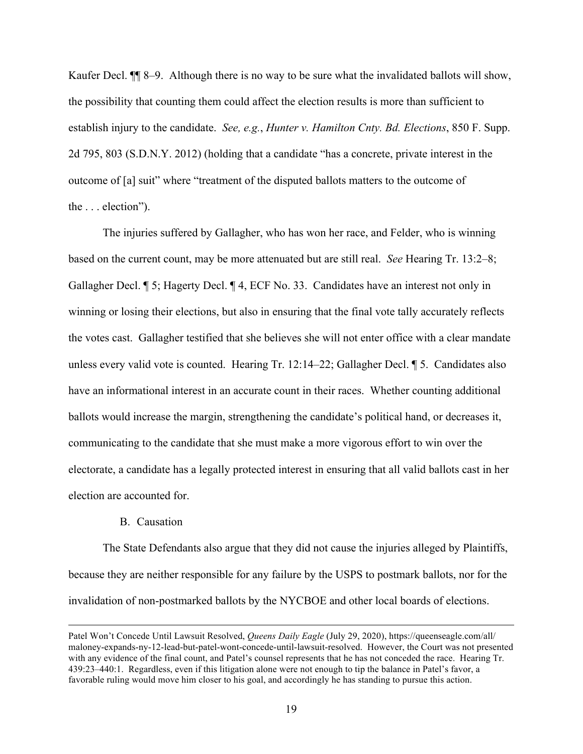Kaufer Decl. ¶¶ 8–9. Although there is no way to be sure what the invalidated ballots will show, the possibility that counting them could affect the election results is more than sufficient to establish injury to the candidate. *See, e.g.*, *Hunter v. Hamilton Cnty. Bd. Elections*, 850 F. Supp. 2d 795, 803 (S.D.N.Y. 2012) (holding that a candidate "has a concrete, private interest in the outcome of [a] suit" where "treatment of the disputed ballots matters to the outcome of the . . . election").

The injuries suffered by Gallagher, who has won her race, and Felder, who is winning based on the current count, may be more attenuated but are still real. *See* Hearing Tr. 13:2–8; Gallagher Decl. ¶ 5; Hagerty Decl. ¶ 4, ECF No. 33. Candidates have an interest not only in winning or losing their elections, but also in ensuring that the final vote tally accurately reflects the votes cast. Gallagher testified that she believes she will not enter office with a clear mandate unless every valid vote is counted. Hearing Tr. 12:14–22; Gallagher Decl. ¶ 5. Candidates also have an informational interest in an accurate count in their races. Whether counting additional ballots would increase the margin, strengthening the candidate's political hand, or decreases it, communicating to the candidate that she must make a more vigorous effort to win over the electorate, a candidate has a legally protected interest in ensuring that all valid ballots cast in her election are accounted for.

B. Causation

The State Defendants also argue that they did not cause the injuries alleged by Plaintiffs, because they are neither responsible for any failure by the USPS to postmark ballots, nor for the invalidation of non-postmarked ballots by the NYCBOE and other local boards of elections.

---

Patel Won't Concede Until Lawsuit Resolved, *Queens Daily Eagle* (July 29, 2020), https://queenseagle.com/all/maloney-expands-ny-12-lead-but-patel-wont-concede-until-lawsuit-resolved. However, the Court was not presented with any evidence of the final count, and Patel's counsel represents that he has not conceded the race. Hearing Tr. 439:23–440:1. Regardless, even if this litigation alone were not enough to tip the balance in Patel's favor, a favorable ruling would move him closer to his goal, and accordingly he has standing to pursue this action.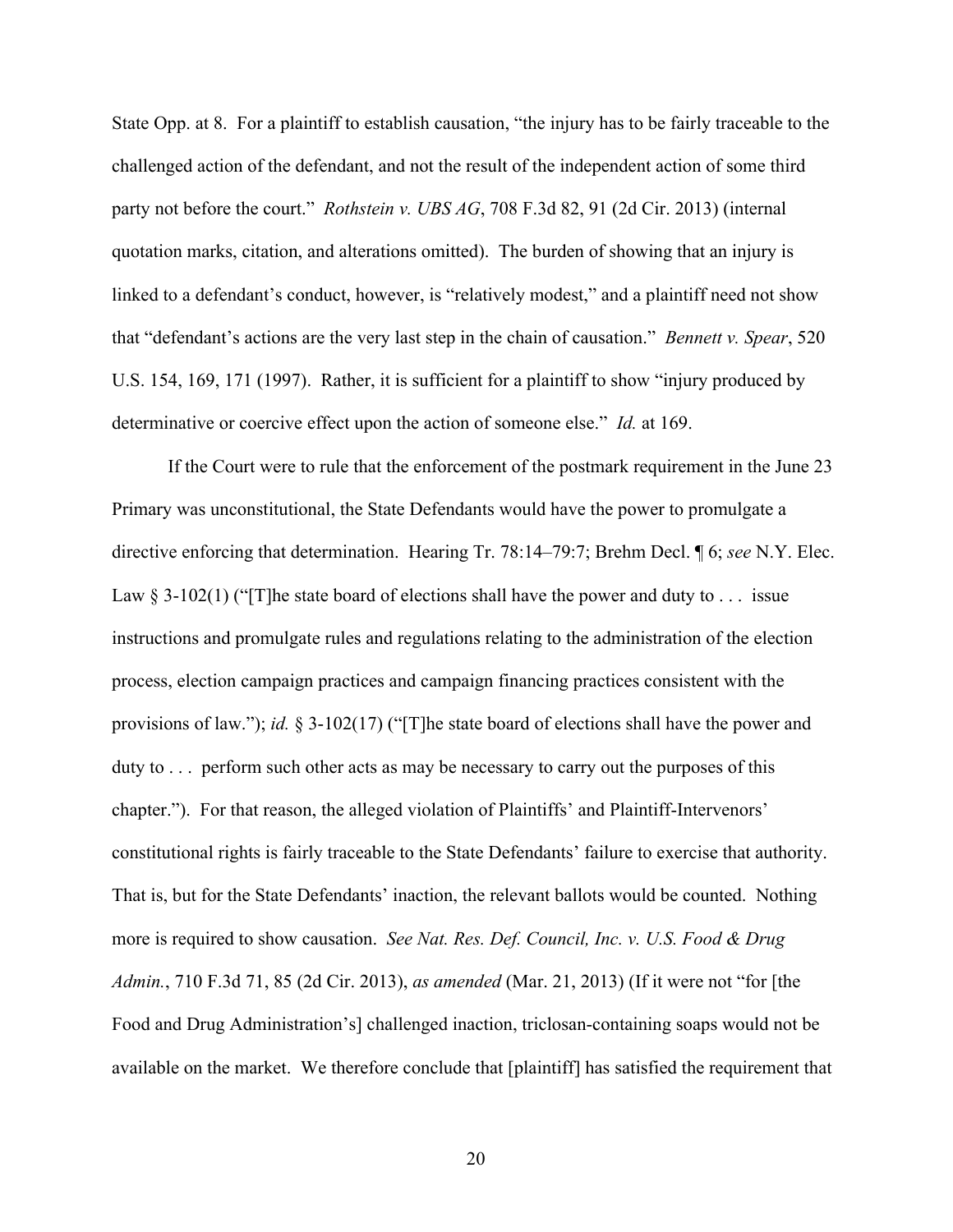State Opp. at 8. For a plaintiff to establish causation, "the injury has to be fairly traceable to the challenged action of the defendant, and not the result of the independent action of some third party not before the court." *Rothstein v. UBS AG*, 708 F.3d 82, 91 (2d Cir. 2013) (internal quotation marks, citation, and alterations omitted). The burden of showing that an injury is linked to a defendant's conduct, however, is "relatively modest," and a plaintiff need not show that "defendant's actions are the very last step in the chain of causation." *Bennett v. Spear*, 520 U.S. 154, 169, 171 (1997). Rather, it is sufficient for a plaintiff to show "injury produced by determinative or coercive effect upon the action of someone else." *Id.* at 169.

If the Court were to rule that the enforcement of the postmark requirement in the June 23 Primary was unconstitutional, the State Defendants would have the power to promulgate a directive enforcing that determination. Hearing Tr. 78:14–79:7; Brehm Decl. ¶ 6; *see* N.Y. Elec. Law § 3-102(1) ("[T]he state board of elections shall have the power and duty to . . . issue instructions and promulgate rules and regulations relating to the administration of the election process, election campaign practices and campaign financing practices consistent with the provisions of law."); *id.* § 3-102(17) ("[T]he state board of elections shall have the power and duty to . . . perform such other acts as may be necessary to carry out the purposes of this chapter."). For that reason, the alleged violation of Plaintiffs' and Plaintiff-Intervenors' constitutional rights is fairly traceable to the State Defendants' failure to exercise that authority. That is, but for the State Defendants' inaction, the relevant ballots would be counted. Nothing more is required to show causation. *See Nat. Res. Def. Council, Inc. v. U.S. Food & Drug Admin.*, 710 F.3d 71, 85 (2d Cir. 2013), *as amended* (Mar. 21, 2013) (If it were not "for [the Food and Drug Administration's] challenged inaction, triclosan-containing soaps would not be available on the market. We therefore conclude that [plaintiff] has satisfied the requirement that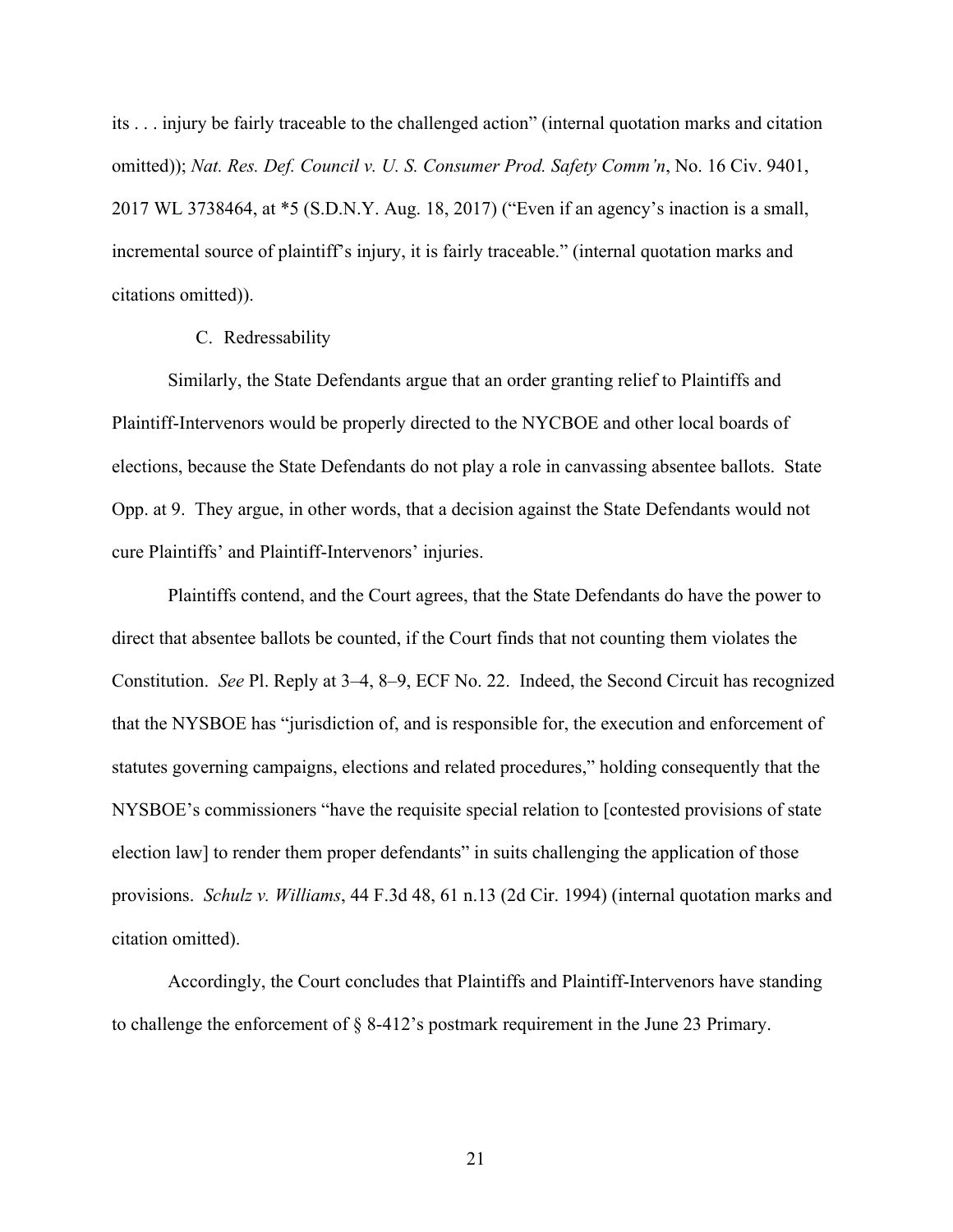its . . . injury be fairly traceable to the challenged action" (internal quotation marks and citation omitted)); *Nat. Res. Def. Council v. U. S. Consumer Prod. Safety Comm'n*, No. 16 Civ. 9401, 2017 WL 3738464, at *5 (S.D.N.Y. Aug. 18, 2017) ("Even if an agency's inaction is a small, incremental source of plaintiff's injury, it is fairly traceable." (internal quotation marks and citations omitted)).

### C. Redressability

Similarly, the State Defendants argue that an order granting relief to Plaintiffs and Plaintiff-Intervenors would be properly directed to the NYCBOE and other local boards of elections, because the State Defendants do not play a role in canvassing absentee ballots. State Opp. at 9. They argue, in other words, that a decision against the State Defendants would not cure Plaintiffs' and Plaintiff-Intervenors' injuries.

Plaintiffs contend, and the Court agrees, that the State Defendants do have the power to direct that absentee ballots be counted, if the Court finds that not counting them violates the Constitution. *See* Pl. Reply at 3–4, 8–9, ECF No. 22. Indeed, the Second Circuit has recognized that the NYSBOE has "jurisdiction of, and is responsible for, the execution and enforcement of statutes governing campaigns, elections and related procedures," holding consequently that the NYSBOE's commissioners "have the requisite special relation to [contested provisions of state election law] to render them proper defendants" in suits challenging the application of those provisions. *Schulz v. Williams*, 44 F.3d 48, 61 n.13 (2d Cir. 1994) (internal quotation marks and citation omitted).

Accordingly, the Court concludes that Plaintiffs and Plaintiff-Intervenors have standing to challenge the enforcement of § 8-412's postmark requirement in the June 23 Primary.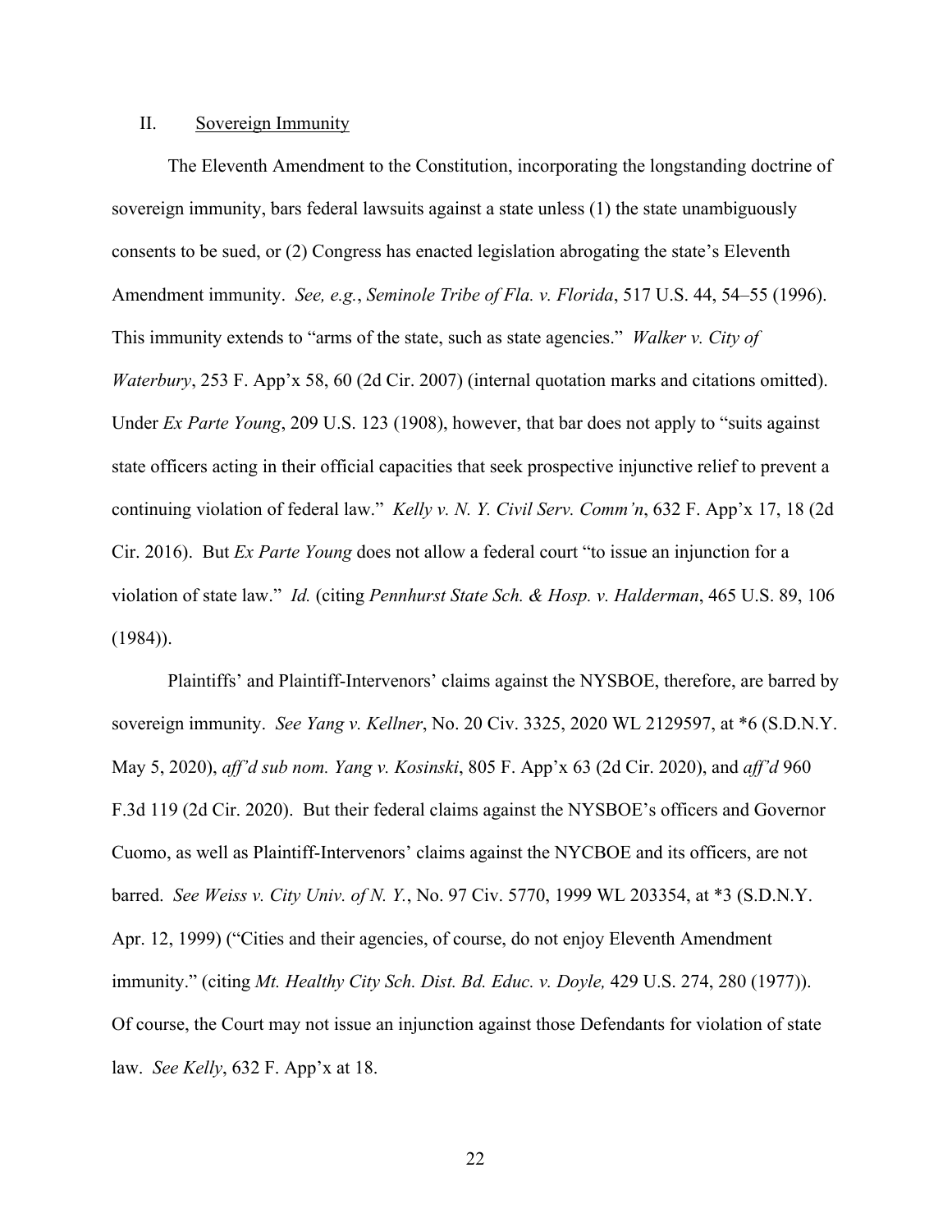## II. Sovereign Immunity

The Eleventh Amendment to the Constitution, incorporating the longstanding doctrine of sovereign immunity, bars federal lawsuits against a state unless (1) the state unambiguously consents to be sued, or (2) Congress has enacted legislation abrogating the state's Eleventh Amendment immunity. *See, e.g.*, *Seminole Tribe of Fla. v. Florida*, 517 U.S. 44, 54–55 (1996). This immunity extends to "arms of the state, such as state agencies." *Walker v. City of Waterbury*, 253 F. App'x 58, 60 (2d Cir. 2007) (internal quotation marks and citations omitted). Under *Ex Parte Young*, 209 U.S. 123 (1908), however, that bar does not apply to "suits against state officers acting in their official capacities that seek prospective injunctive relief to prevent a continuing violation of federal law." *Kelly v. N. Y. Civil Serv. Comm'n*, 632 F. App'x 17, 18 (2d Cir. 2016). But *Ex Parte Young* does not allow a federal court "to issue an injunction for a violation of state law." *Id.* (citing *Pennhurst State Sch. & Hosp. v. Halderman*, 465 U.S. 89, 106 (1984)).

Plaintiffs' and Plaintiff-Intervenors' claims against the NYSBOE, therefore, are barred by sovereign immunity. *See Yang v. Kellner*, No. 20 Civ. 3325, 2020 WL 2129597, at *6 (S.D.N.Y. May 5, 2020), *aff'd sub nom. Yang v. Kosinski*, 805 F. App'x 63 (2d Cir. 2020), and *aff'd* 960 F.3d 119 (2d Cir. 2020). But their federal claims against the NYSBOE's officers and Governor Cuomo, as well as Plaintiff-Intervenors' claims against the NYCBOE and its officers, are not barred. *See Weiss v. City Univ. of N. Y.*, No. 97 Civ. 5770, 1999 WL 203354, at *3 (S.D.N.Y. Apr. 12, 1999) ("Cities and their agencies, of course, do not enjoy Eleventh Amendment immunity." (citing *Mt. Healthy City Sch. Dist. Bd. Educ. v. Doyle,* 429 U.S. 274, 280 (1977)). Of course, the Court may not issue an injunction against those Defendants for violation of state law. *See Kelly*, 632 F. App'x at 18.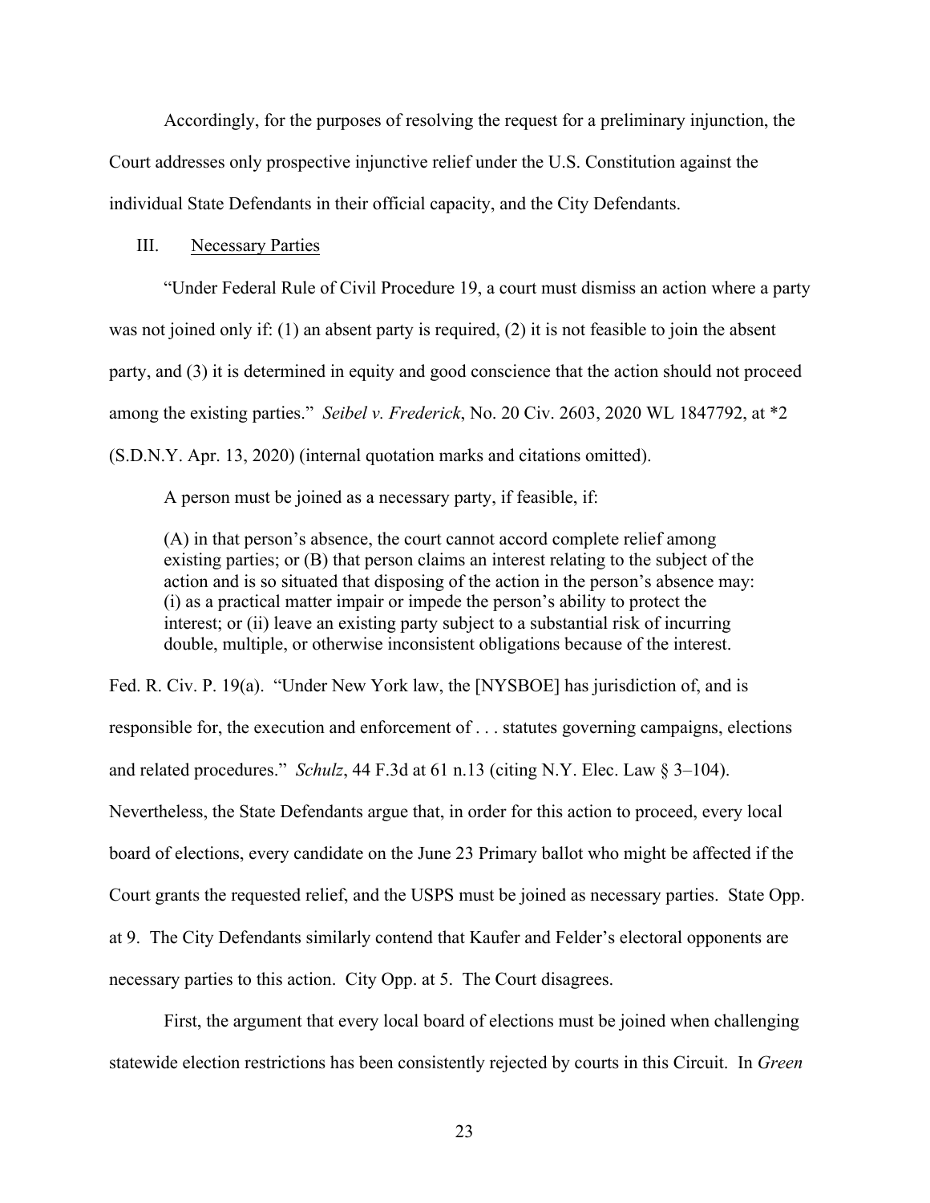Accordingly, for the purposes of resolving the request for a preliminary injunction, the Court addresses only prospective injunctive relief under the U.S. Constitution against the individual State Defendants in their official capacity, and the City Defendants.

## III. Necessary Parties

"Under Federal Rule of Civil Procedure 19, a court must dismiss an action where a party was not joined only if: (1) an absent party is required, (2) it is not feasible to join the absent party, and (3) it is determined in equity and good conscience that the action should not proceed among the existing parties." *Seibel v. Frederick*, No. 20 Civ. 2603, 2020 WL 1847792, at *2 (S.D.N.Y. Apr. 13, 2020) (internal quotation marks and citations omitted).

A person must be joined as a necessary party, if feasible, if:

> (A) in that person's absence, the court cannot accord complete relief among existing parties; or (B) that person claims an interest relating to the subject of the action and is so situated that disposing of the action in the person's absence may: (i) as a practical matter impair or impede the person's ability to protect the interest; or (ii) leave an existing party subject to a substantial risk of incurring double, multiple, or otherwise inconsistent obligations because of the interest.

Fed. R. Civ. P. 19(a). "Under New York law, the [NYSBOE] has jurisdiction of, and is responsible for, the execution and enforcement of . . . statutes governing campaigns, elections and related procedures." *Schulz*, 44 F.3d at 61 n.13 (citing N.Y. Elec. Law § 3–104). Nevertheless, the State Defendants argue that, in order for this action to proceed, every local board of elections, every candidate on the June 23 Primary ballot who might be affected if the Court grants the requested relief, and the USPS must be joined as necessary parties. State Opp. at 9. The City Defendants similarly contend that Kaufer and Felder's electoral opponents are necessary parties to this action. City Opp. at 5. The Court disagrees.

First, the argument that every local board of elections must be joined when challenging statewide election restrictions has been consistently rejected by courts in this Circuit. In *Green*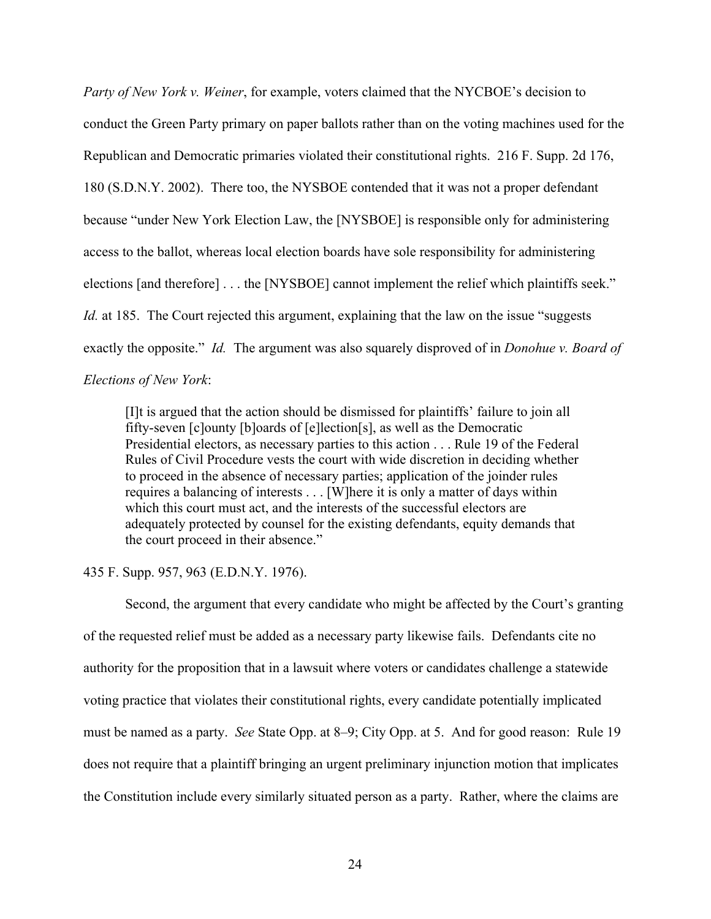*Party of New York v. Weiner*, for example, voters claimed that the NYCBOE's decision to conduct the Green Party primary on paper ballots rather than on the voting machines used for the Republican and Democratic primaries violated their constitutional rights. 216 F. Supp. 2d 176, 180 (S.D.N.Y. 2002). There too, the NYSBOE contended that it was not a proper defendant because "under New York Election Law, the [NYSBOE] is responsible only for administering access to the ballot, whereas local election boards have sole responsibility for administering elections [and therefore] . . . the [NYSBOE] cannot implement the relief which plaintiffs seek." *Id.* at 185. The Court rejected this argument, explaining that the law on the issue "suggests exactly the opposite." *Id.* The argument was also squarely disproved of in *Donohue v. Board of Elections of New York*:

> [I]t is argued that the action should be dismissed for plaintiffs' failure to join all fifty-seven [c]ounty [b]oards of [e]lection[s], as well as the Democratic Presidential electors, as necessary parties to this action . . . Rule 19 of the Federal Rules of Civil Procedure vests the court with wide discretion in deciding whether to proceed in the absence of necessary parties; application of the joinder rules requires a balancing of interests . . . [W]here it is only a matter of days within which this court must act, and the interests of the successful electors are adequately protected by counsel for the existing defendants, equity demands that the court proceed in their absence."

435 F. Supp. 957, 963 (E.D.N.Y. 1976).

Second, the argument that every candidate who might be affected by the Court's granting of the requested relief must be added as a necessary party likewise fails. Defendants cite no authority for the proposition that in a lawsuit where voters or candidates challenge a statewide voting practice that violates their constitutional rights, every candidate potentially implicated must be named as a party. *See* State Opp. at 8–9; City Opp. at 5. And for good reason: Rule 19 does not require that a plaintiff bringing an urgent preliminary injunction motion that implicates the Constitution include every similarly situated person as a party. Rather, where the claims are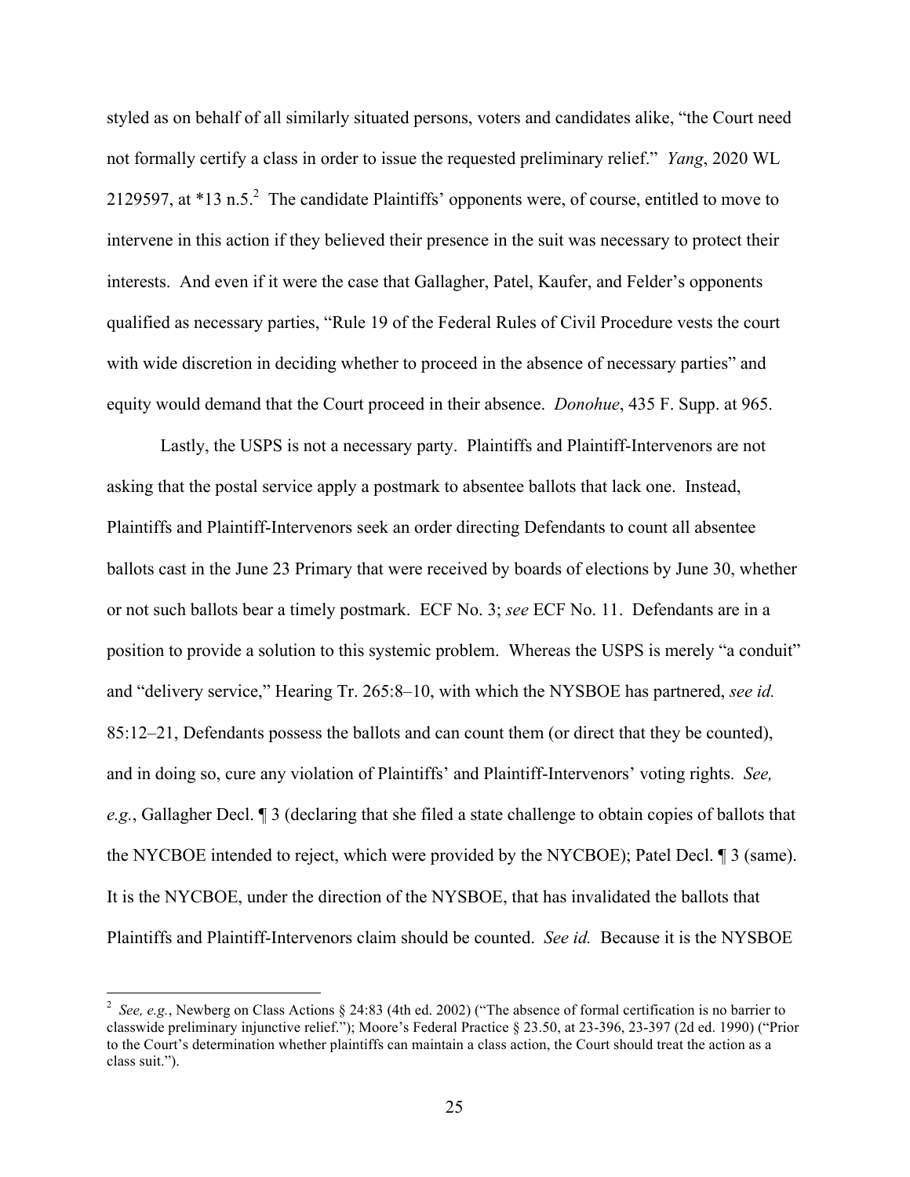styled as on behalf of all similarly situated persons, voters and candidates alike, "the Court need not formally certify a class in order to issue the requested preliminary relief." *Yang*, 2020 WL 2129597, at *13 n.5.[2] The candidate Plaintiffs' opponents were, of course, entitled to move to intervene in this action if they believed their presence in the suit was necessary to protect their interests. And even if it were the case that Gallagher, Patel, Kaufer, and Felder's opponents qualified as necessary parties, "Rule 19 of the Federal Rules of Civil Procedure vests the court with wide discretion in deciding whether to proceed in the absence of necessary parties" and equity would demand that the Court proceed in their absence. *Donohue*, 435 F. Supp. at 965.

Lastly, the USPS is not a necessary party. Plaintiffs and Plaintiff-Intervenors are not asking that the postal service apply a postmark to absentee ballots that lack one. Instead, Plaintiffs and Plaintiff-Intervenors seek an order directing Defendants to count all absentee ballots cast in the June 23 Primary that were received by boards of elections by June 30, whether or not such ballots bear a timely postmark. ECF No. 3; *see* ECF No. 11. Defendants are in a position to provide a solution to this systemic problem. Whereas the USPS is merely "a conduit" and "delivery service," Hearing Tr. 265:8–10, with which the NYSBOE has partnered, *see id.* 85:12–21, Defendants possess the ballots and can count them (or direct that they be counted), and in doing so, cure any violation of Plaintiffs' and Plaintiff-Intervenors' voting rights. *See, e.g.*, Gallagher Decl. ¶ 3 (declaring that she filed a state challenge to obtain copies of ballots that the NYCBOE intended to reject, which were provided by the NYCBOE); Patel Decl. ¶ 3 (same). It is the NYCBOE, under the direction of the NYSBOE, that has invalidated the ballots that Plaintiffs and Plaintiff-Intervenors claim should be counted. *See id.* Because it is the NYSBOE

---

[2] *See, e.g.*, Newberg on Class Actions § 24:83 (4th ed. 2002) ("The absence of formal certification is no barrier to classwide preliminary injunctive relief."); Moore's Federal Practice § 23.50, at 23-396, 23-397 (2d ed. 1990) ("Prior to the Court's determination whether plaintiffs can maintain a class action, the Court should treat the action as a class suit.").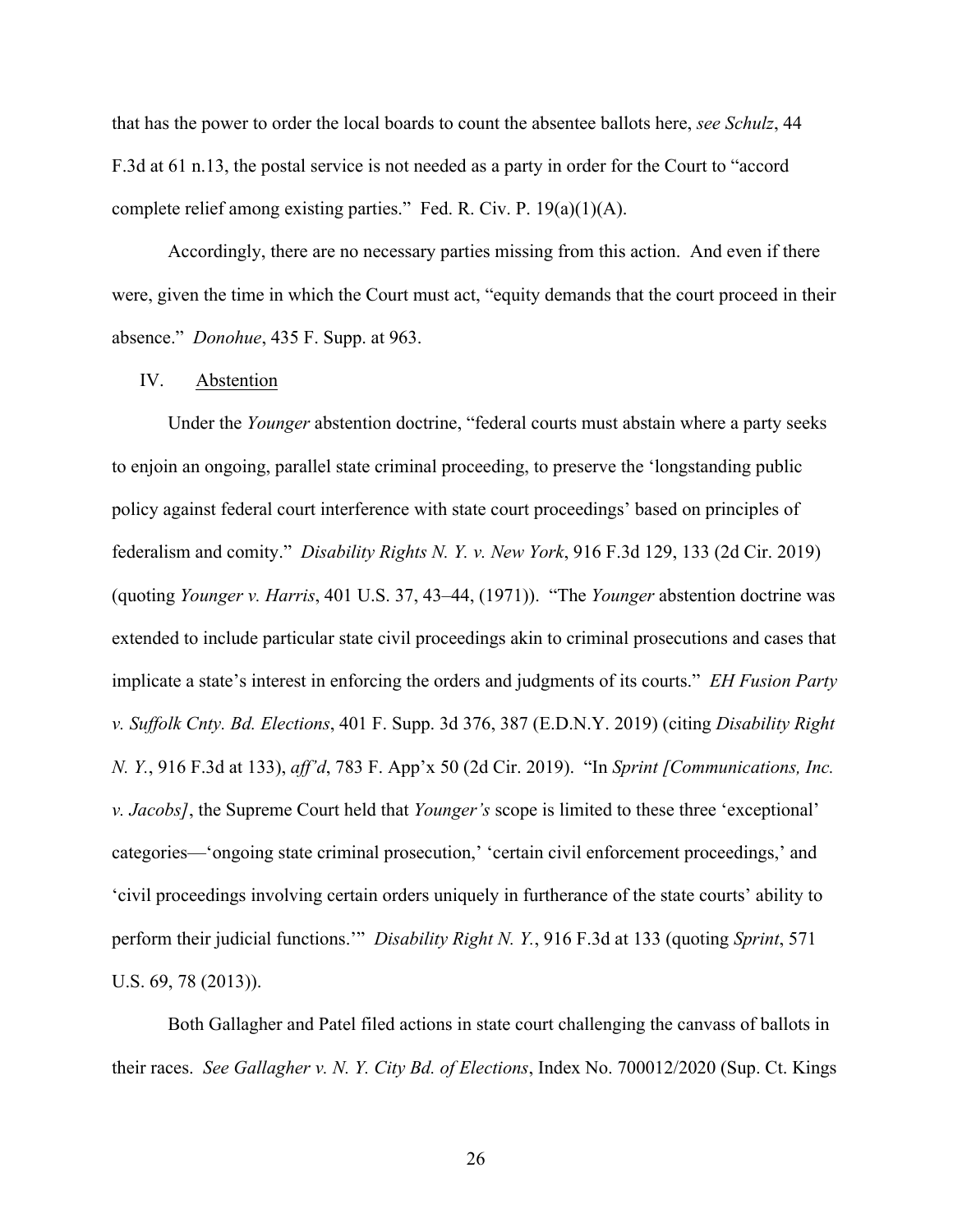that has the power to order the local boards to count the absentee ballots here, *see Schulz*, 44 F.3d at 61 n.13, the postal service is not needed as a party in order for the Court to "accord complete relief among existing parties." Fed. R. Civ. P. 19(a)(1)(A).

Accordingly, there are no necessary parties missing from this action. And even if there were, given the time in which the Court must act, "equity demands that the court proceed in their absence." *Donohue*, 435 F. Supp. at 963.

IV. Abstention

Under the *Younger* abstention doctrine, "federal courts must abstain where a party seeks to enjoin an ongoing, parallel state criminal proceeding, to preserve the 'longstanding public policy against federal court interference with state court proceedings' based on principles of federalism and comity." *Disability Rights N. Y. v. New York*, 916 F.3d 129, 133 (2d Cir. 2019) (quoting *Younger v. Harris*, 401 U.S. 37, 43–44, (1971)). "The *Younger* abstention doctrine was extended to include particular state civil proceedings akin to criminal prosecutions and cases that implicate a state's interest in enforcing the orders and judgments of its courts." *EH Fusion Party v. Suffolk Cnty. Bd. Elections*, 401 F. Supp. 3d 376, 387 (E.D.N.Y. 2019) (citing *Disability Right N. Y.*, 916 F.3d at 133), *aff'd*, 783 F. App'x 50 (2d Cir. 2019). "In *Sprint [Communications, Inc. v. Jacobs]*, the Supreme Court held that *Younger's* scope is limited to these three 'exceptional' categories—'ongoing state criminal prosecution,' 'certain civil enforcement proceedings,' and 'civil proceedings involving certain orders uniquely in furtherance of the state courts' ability to perform their judicial functions.'" *Disability Right N. Y.*, 916 F.3d at 133 (quoting *Sprint*, 571 U.S. 69, 78 (2013)).

Both Gallagher and Patel filed actions in state court challenging the canvass of ballots in their races. *See Gallagher v. N. Y. City Bd. of Elections*, Index No. 700012/2020 (Sup. Ct. Kings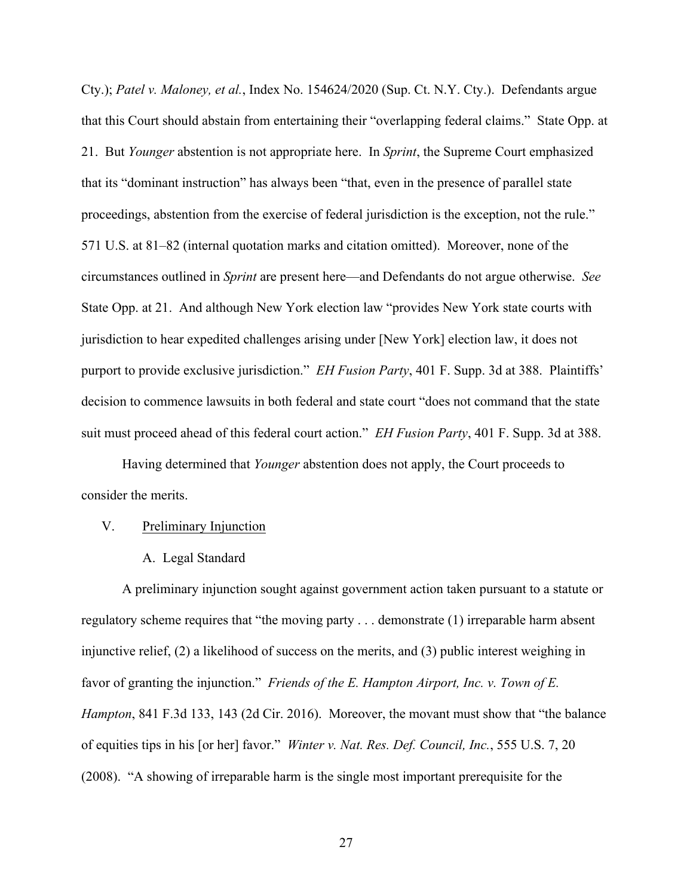Cty.); *Patel v. Maloney, et al.*, Index No. 154624/2020 (Sup. Ct. N.Y. Cty.). Defendants argue that this Court should abstain from entertaining their "overlapping federal claims." State Opp. at 21. But *Younger* abstention is not appropriate here. In *Sprint*, the Supreme Court emphasized that its "dominant instruction" has always been "that, even in the presence of parallel state proceedings, abstention from the exercise of federal jurisdiction is the exception, not the rule." 571 U.S. at 81–82 (internal quotation marks and citation omitted). Moreover, none of the circumstances outlined in *Sprint* are present here—and Defendants do not argue otherwise. *See* State Opp. at 21. And although New York election law "provides New York state courts with jurisdiction to hear expedited challenges arising under [New York] election law, it does not purport to provide exclusive jurisdiction." *EH Fusion Party*, 401 F. Supp. 3d at 388. Plaintiffs' decision to commence lawsuits in both federal and state court "does not command that the state suit must proceed ahead of this federal court action." *EH Fusion Party*, 401 F. Supp. 3d at 388.

Having determined that *Younger* abstention does not apply, the Court proceeds to consider the merits.

## V. Preliminary Injunction

### A. Legal Standard

A preliminary injunction sought against government action taken pursuant to a statute or regulatory scheme requires that "the moving party . . . demonstrate (1) irreparable harm absent injunctive relief, (2) a likelihood of success on the merits, and (3) public interest weighing in favor of granting the injunction." *Friends of the E. Hampton Airport, Inc. v. Town of E. Hampton*, 841 F.3d 133, 143 (2d Cir. 2016). Moreover, the movant must show that "the balance of equities tips in his [or her] favor." *Winter v. Nat. Res. Def. Council, Inc.*, 555 U.S. 7, 20 (2008). "A showing of irreparable harm is the single most important prerequisite for the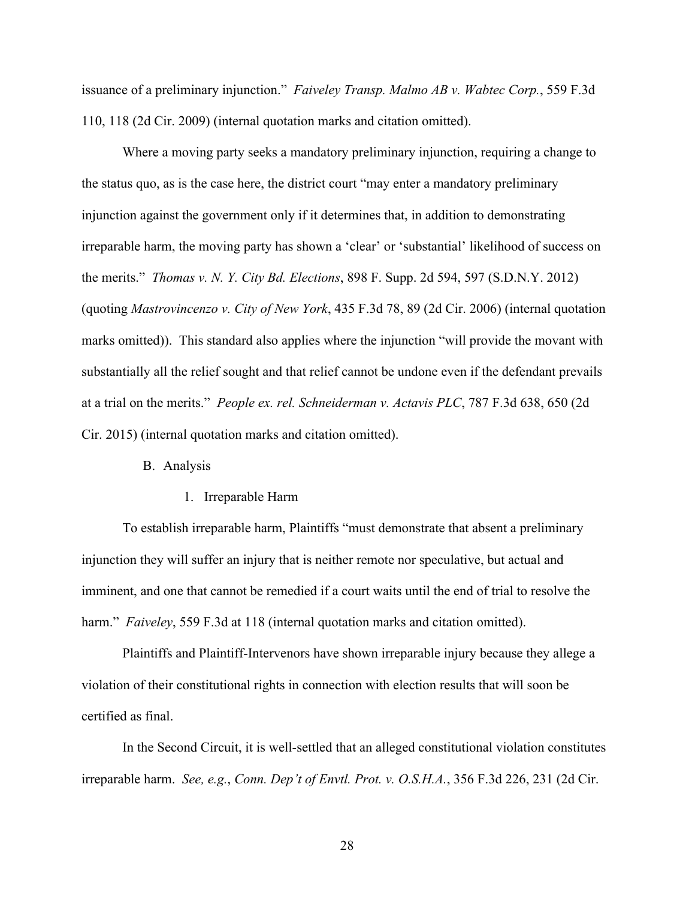issuance of a preliminary injunction." *Faiveley Transp. Malmo AB v. Wabtec Corp.*, 559 F.3d 110, 118 (2d Cir. 2009) (internal quotation marks and citation omitted).

Where a moving party seeks a mandatory preliminary injunction, requiring a change to the status quo, as is the case here, the district court "may enter a mandatory preliminary injunction against the government only if it determines that, in addition to demonstrating irreparable harm, the moving party has shown a 'clear' or 'substantial' likelihood of success on the merits." *Thomas v. N. Y. City Bd. Elections*, 898 F. Supp. 2d 594, 597 (S.D.N.Y. 2012) (quoting *Mastrovincenzo v. City of New York*, 435 F.3d 78, 89 (2d Cir. 2006) (internal quotation marks omitted)). This standard also applies where the injunction "will provide the movant with substantially all the relief sought and that relief cannot be undone even if the defendant prevails at a trial on the merits." *People ex. rel. Schneiderman v. Actavis PLC*, 787 F.3d 638, 650 (2d Cir. 2015) (internal quotation marks and citation omitted).

### B. Analysis

#### 1. Irreparable Harm

To establish irreparable harm, Plaintiffs "must demonstrate that absent a preliminary injunction they will suffer an injury that is neither remote nor speculative, but actual and imminent, and one that cannot be remedied if a court waits until the end of trial to resolve the harm." *Faiveley*, 559 F.3d at 118 (internal quotation marks and citation omitted).

Plaintiffs and Plaintiff-Intervenors have shown irreparable injury because they allege a violation of their constitutional rights in connection with election results that will soon be certified as final.

In the Second Circuit, it is well-settled that an alleged constitutional violation constitutes irreparable harm. *See, e.g.*, *Conn. Dep't of Envtl. Prot. v. O.S.H.A.*, 356 F.3d 226, 231 (2d Cir.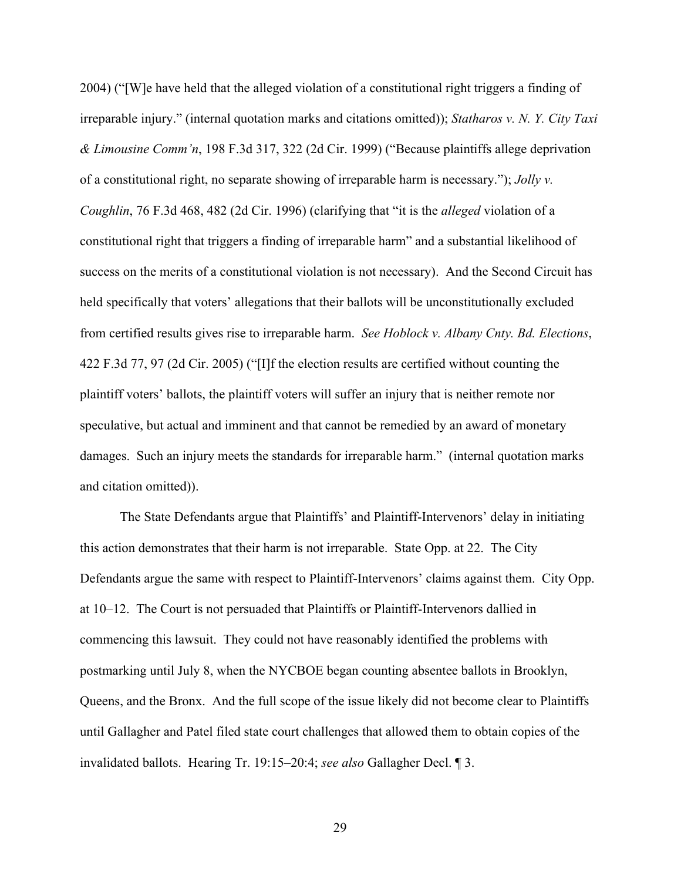2004) ("[W]e have held that the alleged violation of a constitutional right triggers a finding of irreparable injury." (internal quotation marks and citations omitted)); *Statharos v. N. Y. City Taxi & Limousine Comm'n*, 198 F.3d 317, 322 (2d Cir. 1999) ("Because plaintiffs allege deprivation of a constitutional right, no separate showing of irreparable harm is necessary."); *Jolly v. Coughlin*, 76 F.3d 468, 482 (2d Cir. 1996) (clarifying that "it is the *alleged* violation of a constitutional right that triggers a finding of irreparable harm" and a substantial likelihood of success on the merits of a constitutional violation is not necessary). And the Second Circuit has held specifically that voters' allegations that their ballots will be unconstitutionally excluded from certified results gives rise to irreparable harm. *See Hoblock v. Albany Cnty. Bd. Elections*, 422 F.3d 77, 97 (2d Cir. 2005) ("[I]f the election results are certified without counting the plaintiff voters' ballots, the plaintiff voters will suffer an injury that is neither remote nor speculative, but actual and imminent and that cannot be remedied by an award of monetary damages. Such an injury meets the standards for irreparable harm." (internal quotation marks and citation omitted)).

The State Defendants argue that Plaintiffs' and Plaintiff-Intervenors' delay in initiating this action demonstrates that their harm is not irreparable. State Opp. at 22. The City Defendants argue the same with respect to Plaintiff-Intervenors' claims against them. City Opp. at 10–12. The Court is not persuaded that Plaintiffs or Plaintiff-Intervenors dallied in commencing this lawsuit. They could not have reasonably identified the problems with postmarking until July 8, when the NYCBOE began counting absentee ballots in Brooklyn, Queens, and the Bronx. And the full scope of the issue likely did not become clear to Plaintiffs until Gallagher and Patel filed state court challenges that allowed them to obtain copies of the invalidated ballots. Hearing Tr. 19:15–20:4; *see also* Gallagher Decl. ¶ 3.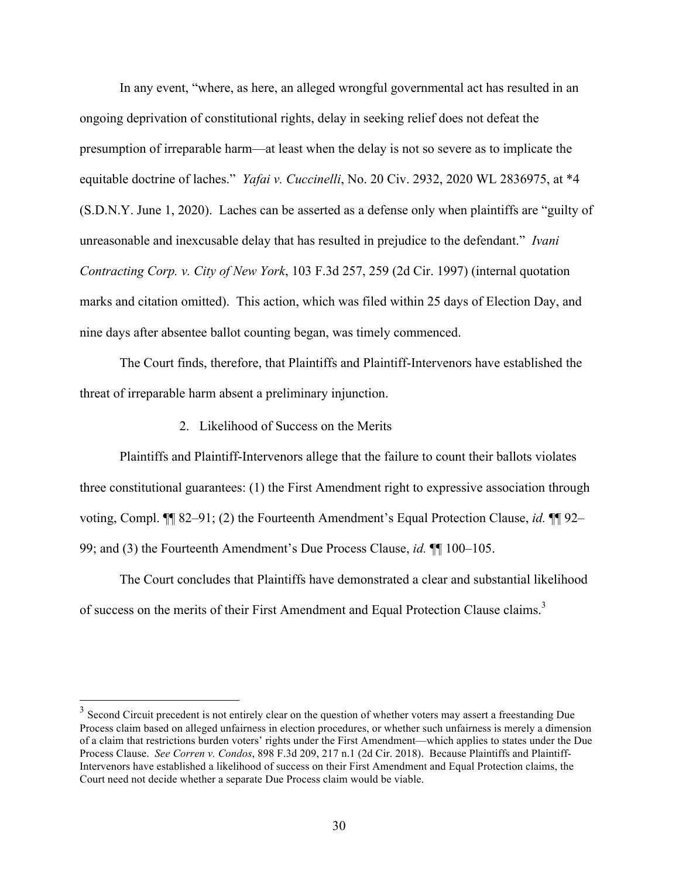In any event, "where, as here, an alleged wrongful governmental act has resulted in an ongoing deprivation of constitutional rights, delay in seeking relief does not defeat the presumption of irreparable harm—at least when the delay is not so severe as to implicate the equitable doctrine of laches." *Yafai v. Cuccinelli*, No. 20 Civ. 2932, 2020 WL 2836975, at *4 (S.D.N.Y. June 1, 2020). Laches can be asserted as a defense only when plaintiffs are "guilty of unreasonable and inexcusable delay that has resulted in prejudice to the defendant." *Ivani Contracting Corp. v. City of New York*, 103 F.3d 257, 259 (2d Cir. 1997) (internal quotation marks and citation omitted). This action, which was filed within 25 days of Election Day, and nine days after absentee ballot counting began, was timely commenced.

The Court finds, therefore, that Plaintiffs and Plaintiff-Intervenors have established the threat of irreparable harm absent a preliminary injunction.

2. Likelihood of Success on the Merits

Plaintiffs and Plaintiff-Intervenors allege that the failure to count their ballots violates three constitutional guarantees: (1) the First Amendment right to expressive association through voting, Compl. ¶¶ 82–91; (2) the Fourteenth Amendment's Equal Protection Clause, *id.* ¶¶ 92–99; and (3) the Fourteenth Amendment's Due Process Clause, *id.* ¶¶ 100–105.

The Court concludes that Plaintiffs have demonstrated a clear and substantial likelihood of success on the merits of their First Amendment and Equal Protection Clause claims.[3]

[3] Second Circuit precedent is not entirely clear on the question of whether voters may assert a freestanding Due Process claim based on alleged unfairness in election procedures, or whether such unfairness is merely a dimension of a claim that restrictions burden voters' rights under the First Amendment—which applies to states under the Due Process Clause. *See Corren v. Condos*, 898 F.3d 209, 217 n.1 (2d Cir. 2018). Because Plaintiffs and Plaintiff-Intervenors have established a likelihood of success on their First Amendment and Equal Protection claims, the Court need not decide whether a separate Due Process claim would be viable.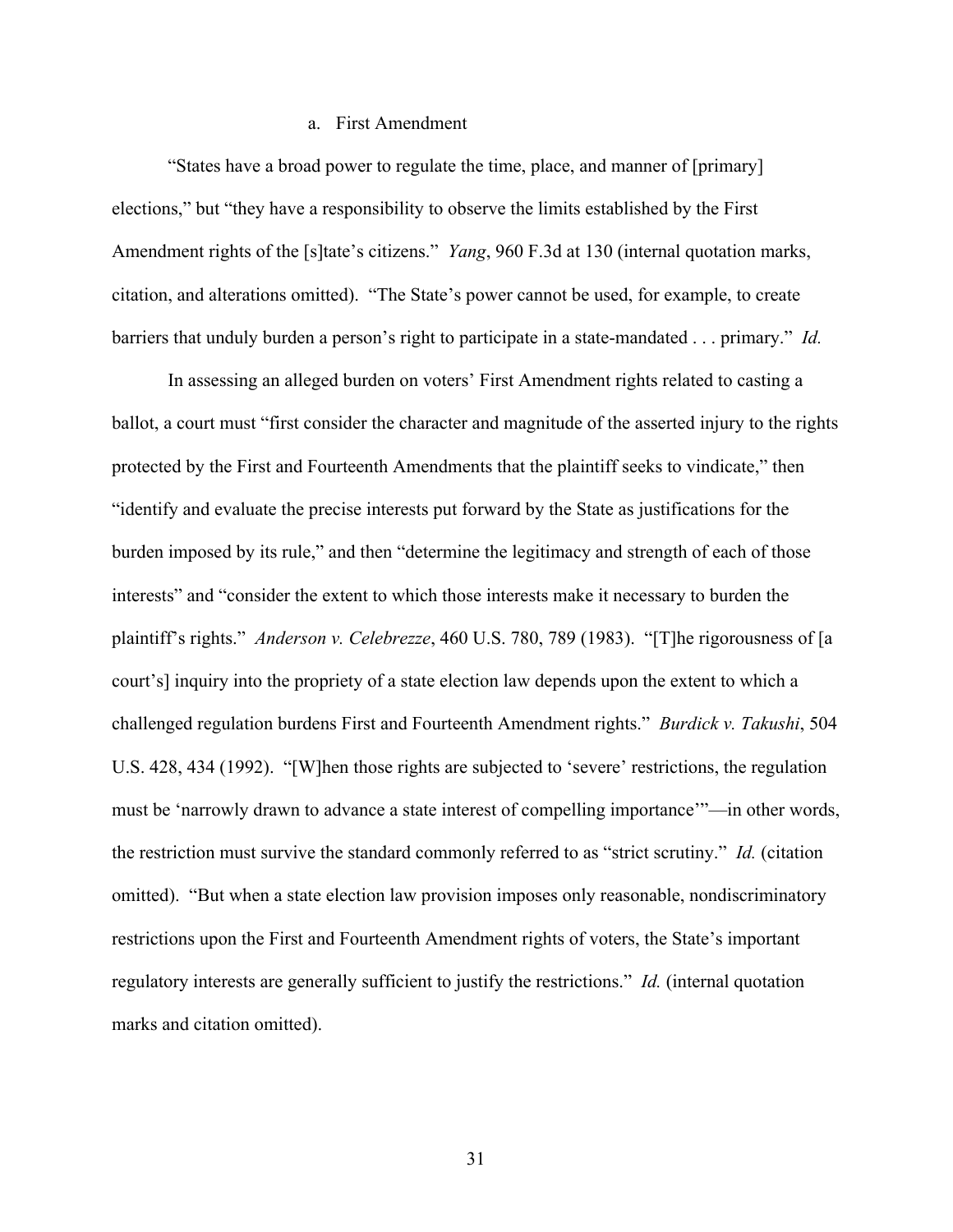### a. First Amendment

"States have a broad power to regulate the time, place, and manner of [primary] elections," but "they have a responsibility to observe the limits established by the First Amendment rights of the [s]tate's citizens." *Yang*, 960 F.3d at 130 (internal quotation marks, citation, and alterations omitted). "The State's power cannot be used, for example, to create barriers that unduly burden a person's right to participate in a state-mandated . . . primary." *Id.*

In assessing an alleged burden on voters' First Amendment rights related to casting a ballot, a court must "first consider the character and magnitude of the asserted injury to the rights protected by the First and Fourteenth Amendments that the plaintiff seeks to vindicate," then "identify and evaluate the precise interests put forward by the State as justifications for the burden imposed by its rule," and then "determine the legitimacy and strength of each of those interests" and "consider the extent to which those interests make it necessary to burden the plaintiff's rights." *Anderson v. Celebrezze*, 460 U.S. 780, 789 (1983). "[T]he rigorousness of [a court's] inquiry into the propriety of a state election law depends upon the extent to which a challenged regulation burdens First and Fourteenth Amendment rights." *Burdick v. Takushi*, 504 U.S. 428, 434 (1992). "[W]hen those rights are subjected to 'severe' restrictions, the regulation must be 'narrowly drawn to advance a state interest of compelling importance'"—in other words, the restriction must survive the standard commonly referred to as "strict scrutiny." *Id.* (citation omitted). "But when a state election law provision imposes only reasonable, nondiscriminatory restrictions upon the First and Fourteenth Amendment rights of voters, the State's important regulatory interests are generally sufficient to justify the restrictions." *Id.* (internal quotation marks and citation omitted).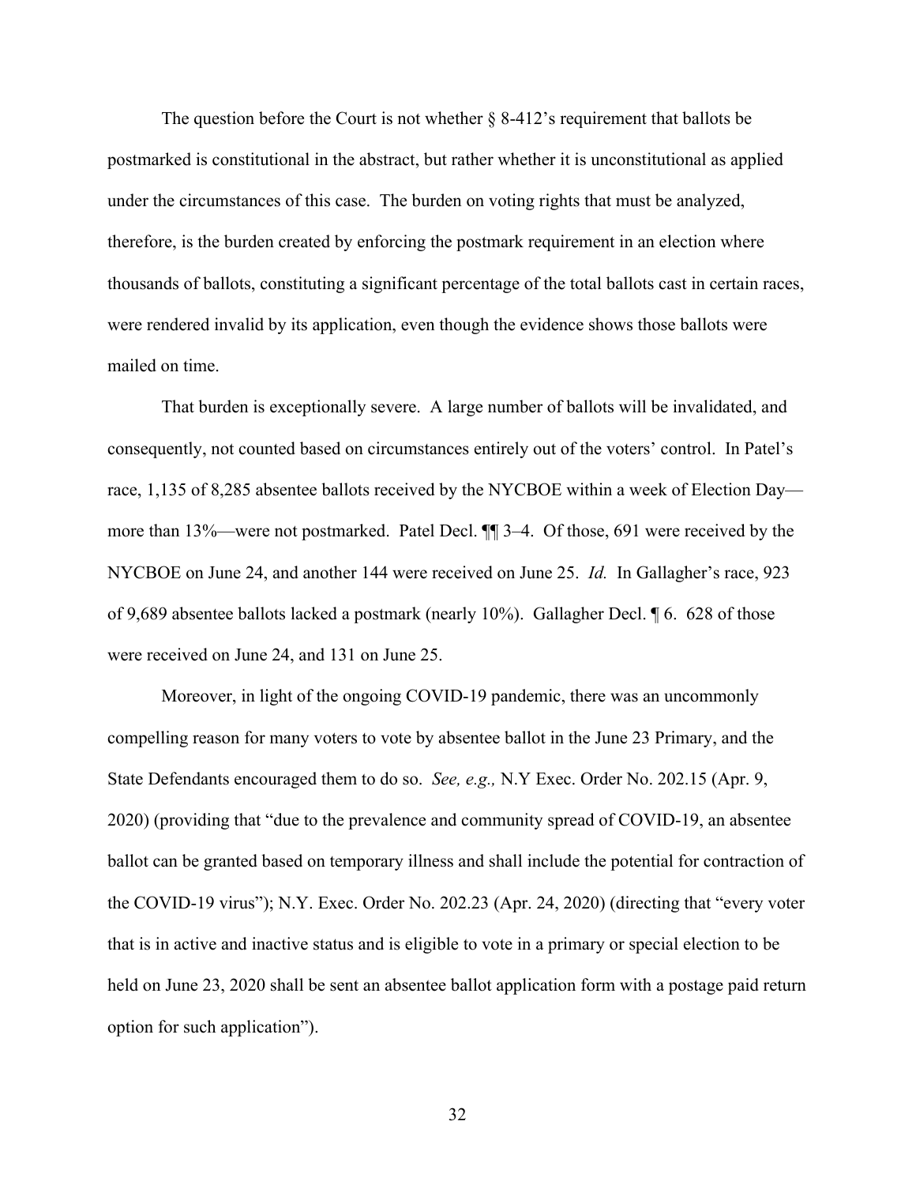The question before the Court is not whether § 8-412's requirement that ballots be postmarked is constitutional in the abstract, but rather whether it is unconstitutional as applied under the circumstances of this case. The burden on voting rights that must be analyzed, therefore, is the burden created by enforcing the postmark requirement in an election where thousands of ballots, constituting a significant percentage of the total ballots cast in certain races, were rendered invalid by its application, even though the evidence shows those ballots were mailed on time.

That burden is exceptionally severe. A large number of ballots will be invalidated, and consequently, not counted based on circumstances entirely out of the voters' control. In Patel's race, 1,135 of 8,285 absentee ballots received by the NYCBOE within a week of Election Day—more than 13%—were not postmarked. Patel Decl. ¶¶ 3–4. Of those, 691 were received by the NYCBOE on June 24, and another 144 were received on June 25. *Id.* In Gallagher's race, 923 of 9,689 absentee ballots lacked a postmark (nearly 10%). Gallagher Decl. ¶ 6. 628 of those were received on June 24, and 131 on June 25.

Moreover, in light of the ongoing COVID-19 pandemic, there was an uncommonly compelling reason for many voters to vote by absentee ballot in the June 23 Primary, and the State Defendants encouraged them to do so. *See, e.g.,* N.Y Exec. Order No. 202.15 (Apr. 9, 2020) (providing that "due to the prevalence and community spread of COVID-19, an absentee ballot can be granted based on temporary illness and shall include the potential for contraction of the COVID-19 virus"); N.Y. Exec. Order No. 202.23 (Apr. 24, 2020) (directing that "every voter that is in active and inactive status and is eligible to vote in a primary or special election to be held on June 23, 2020 shall be sent an absentee ballot application form with a postage paid return option for such application").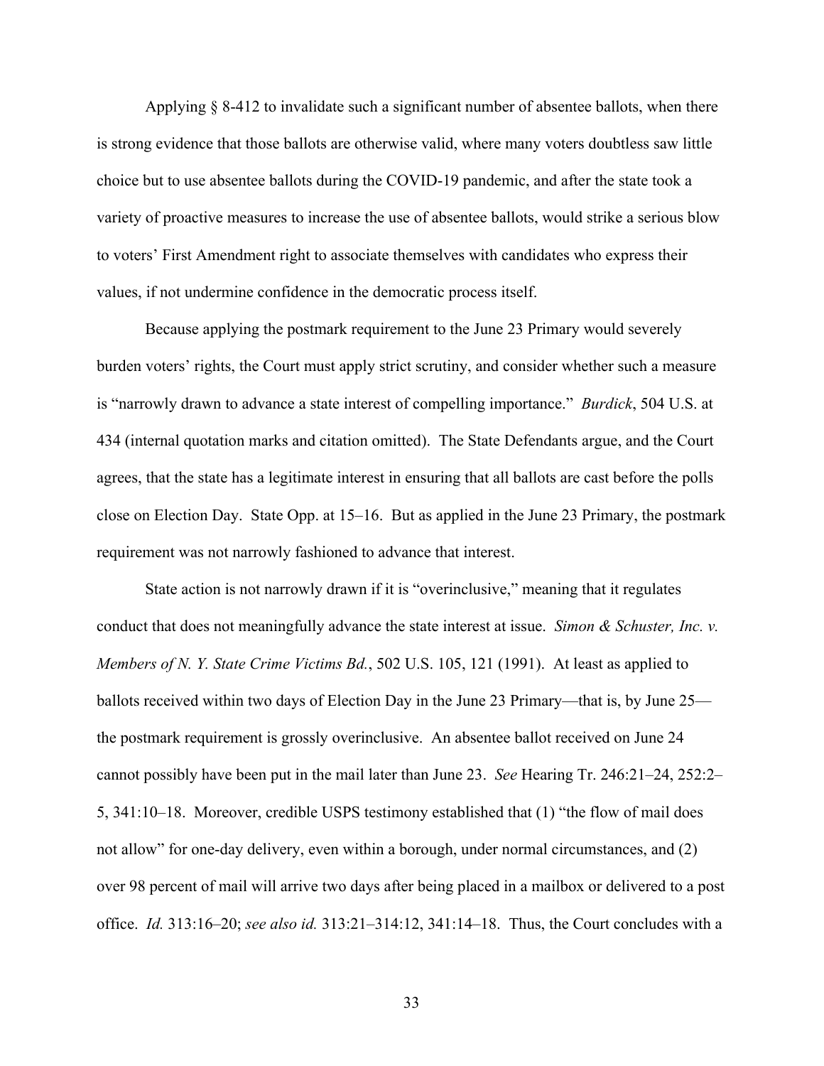Applying § 8-412 to invalidate such a significant number of absentee ballots, when there is strong evidence that those ballots are otherwise valid, where many voters doubtless saw little choice but to use absentee ballots during the COVID-19 pandemic, and after the state took a variety of proactive measures to increase the use of absentee ballots, would strike a serious blow to voters' First Amendment right to associate themselves with candidates who express their values, if not undermine confidence in the democratic process itself.

Because applying the postmark requirement to the June 23 Primary would severely burden voters' rights, the Court must apply strict scrutiny, and consider whether such a measure is "narrowly drawn to advance a state interest of compelling importance." *Burdick*, 504 U.S. at 434 (internal quotation marks and citation omitted). The State Defendants argue, and the Court agrees, that the state has a legitimate interest in ensuring that all ballots are cast before the polls close on Election Day. State Opp. at 15–16. But as applied in the June 23 Primary, the postmark requirement was not narrowly fashioned to advance that interest.

State action is not narrowly drawn if it is "overinclusive," meaning that it regulates conduct that does not meaningfully advance the state interest at issue. *Simon & Schuster, Inc. v. Members of N. Y. State Crime Victims Bd.*, 502 U.S. 105, 121 (1991). At least as applied to ballots received within two days of Election Day in the June 23 Primary—that is, by June 25—the postmark requirement is grossly overinclusive. An absentee ballot received on June 24 cannot possibly have been put in the mail later than June 23. *See* Hearing Tr. 246:21–24, 252:2–5, 341:10–18. Moreover, credible USPS testimony established that (1) "the flow of mail does not allow" for one-day delivery, even within a borough, under normal circumstances, and (2) over 98 percent of mail will arrive two days after being placed in a mailbox or delivered to a post office. *Id.* 313:16–20; *see also id.* 313:21–314:12, 341:14–18. Thus, the Court concludes with a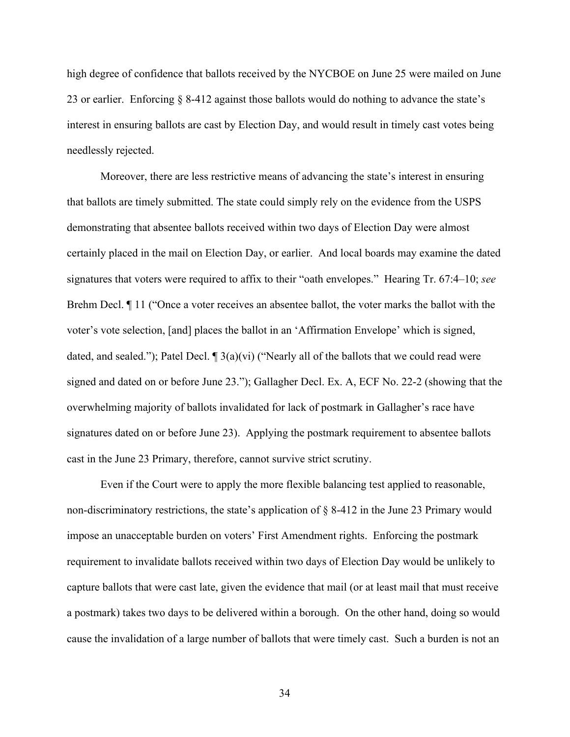high degree of confidence that ballots received by the NYCBOE on June 25 were mailed on June 23 or earlier. Enforcing § 8-412 against those ballots would do nothing to advance the state's interest in ensuring ballots are cast by Election Day, and would result in timely cast votes being needlessly rejected.

Moreover, there are less restrictive means of advancing the state's interest in ensuring that ballots are timely submitted. The state could simply rely on the evidence from the USPS demonstrating that absentee ballots received within two days of Election Day were almost certainly placed in the mail on Election Day, or earlier. And local boards may examine the dated signatures that voters were required to affix to their "oath envelopes." Hearing Tr. 67:4–10; *see* Brehm Decl. ¶ 11 ("Once a voter receives an absentee ballot, the voter marks the ballot with the voter's vote selection, [and] places the ballot in an 'Affirmation Envelope' which is signed, dated, and sealed."); Patel Decl. ¶ 3(a)(vi) ("Nearly all of the ballots that we could read were signed and dated on or before June 23."); Gallagher Decl. Ex. A, ECF No. 22-2 (showing that the overwhelming majority of ballots invalidated for lack of postmark in Gallagher's race have signatures dated on or before June 23). Applying the postmark requirement to absentee ballots cast in the June 23 Primary, therefore, cannot survive strict scrutiny.

Even if the Court were to apply the more flexible balancing test applied to reasonable, non-discriminatory restrictions, the state's application of § 8-412 in the June 23 Primary would impose an unacceptable burden on voters' First Amendment rights. Enforcing the postmark requirement to invalidate ballots received within two days of Election Day would be unlikely to capture ballots that were cast late, given the evidence that mail (or at least mail that must receive a postmark) takes two days to be delivered within a borough. On the other hand, doing so would cause the invalidation of a large number of ballots that were timely cast. Such a burden is not an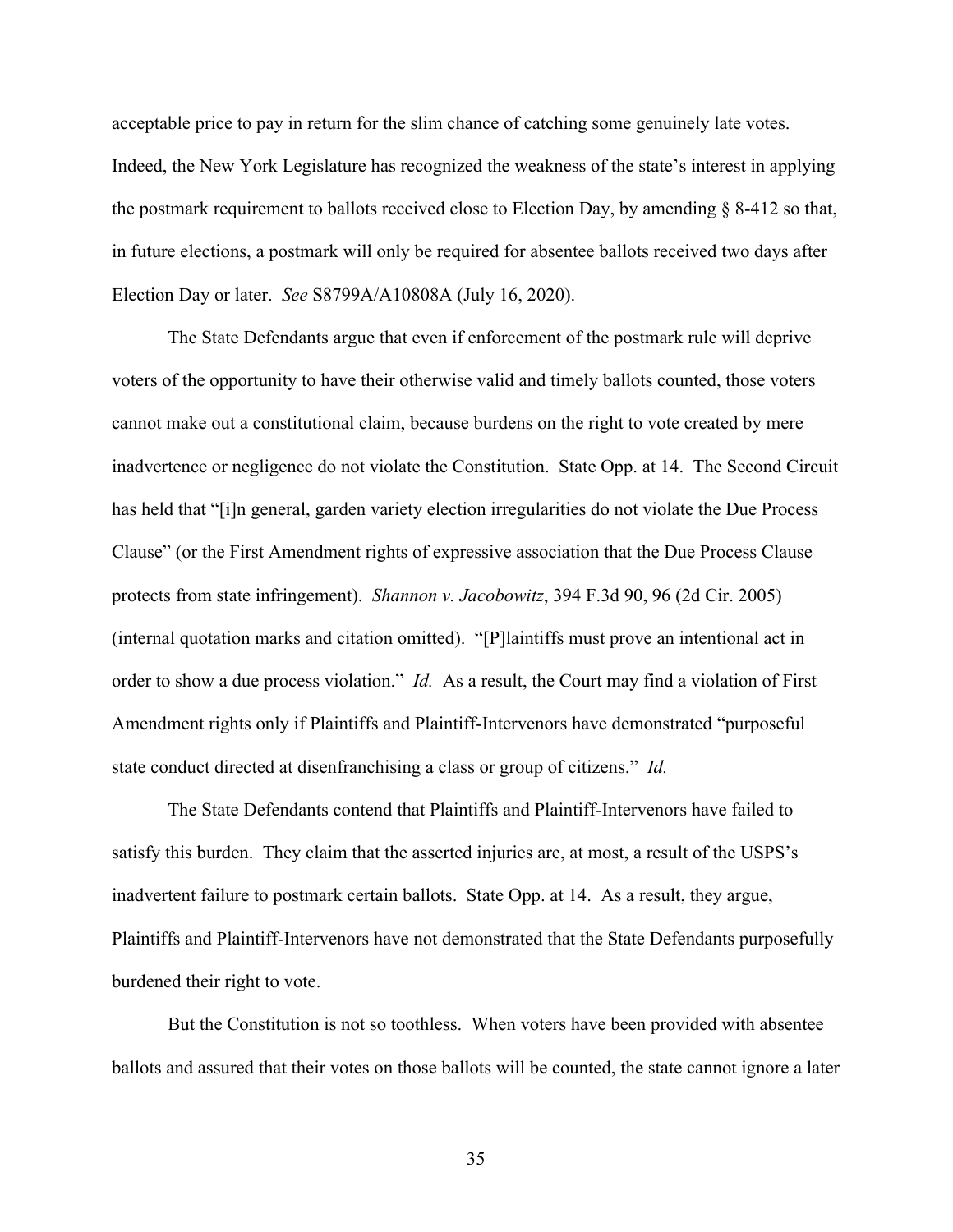acceptable price to pay in return for the slim chance of catching some genuinely late votes. Indeed, the New York Legislature has recognized the weakness of the state's interest in applying the postmark requirement to ballots received close to Election Day, by amending § 8-412 so that, in future elections, a postmark will only be required for absentee ballots received two days after Election Day or later. *See* S8799A/A10808A (July 16, 2020).

The State Defendants argue that even if enforcement of the postmark rule will deprive voters of the opportunity to have their otherwise valid and timely ballots counted, those voters cannot make out a constitutional claim, because burdens on the right to vote created by mere inadvertence or negligence do not violate the Constitution. State Opp. at 14. The Second Circuit has held that "[i]n general, garden variety election irregularities do not violate the Due Process Clause" (or the First Amendment rights of expressive association that the Due Process Clause protects from state infringement). *Shannon v. Jacobowitz*, 394 F.3d 90, 96 (2d Cir. 2005) (internal quotation marks and citation omitted). "[P]laintiffs must prove an intentional act in order to show a due process violation." *Id.* As a result, the Court may find a violation of First Amendment rights only if Plaintiffs and Plaintiff-Intervenors have demonstrated "purposeful state conduct directed at disenfranchising a class or group of citizens." *Id.*

The State Defendants contend that Plaintiffs and Plaintiff-Intervenors have failed to satisfy this burden. They claim that the asserted injuries are, at most, a result of the USPS's inadvertent failure to postmark certain ballots. State Opp. at 14. As a result, they argue, Plaintiffs and Plaintiff-Intervenors have not demonstrated that the State Defendants purposefully burdened their right to vote.

But the Constitution is not so toothless. When voters have been provided with absentee ballots and assured that their votes on those ballots will be counted, the state cannot ignore a later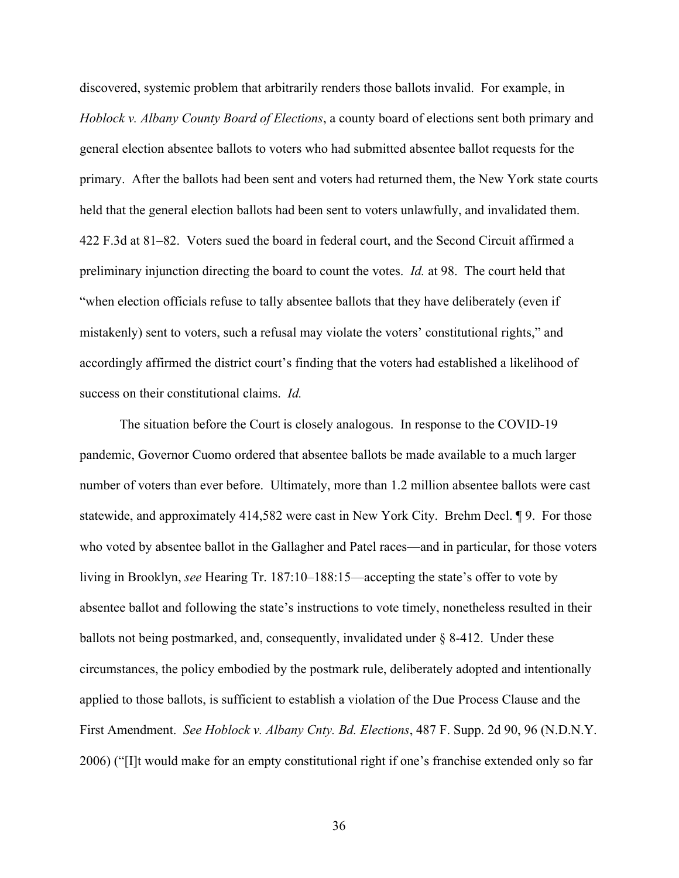discovered, systemic problem that arbitrarily renders those ballots invalid. For example, in *Hoblock v. Albany County Board of Elections*, a county board of elections sent both primary and general election absentee ballots to voters who had submitted absentee ballot requests for the primary. After the ballots had been sent and voters had returned them, the New York state courts held that the general election ballots had been sent to voters unlawfully, and invalidated them. 422 F.3d at 81–82. Voters sued the board in federal court, and the Second Circuit affirmed a preliminary injunction directing the board to count the votes. *Id.* at 98. The court held that "when election officials refuse to tally absentee ballots that they have deliberately (even if mistakenly) sent to voters, such a refusal may violate the voters' constitutional rights," and accordingly affirmed the district court's finding that the voters had established a likelihood of success on their constitutional claims. *Id.*

The situation before the Court is closely analogous. In response to the COVID-19 pandemic, Governor Cuomo ordered that absentee ballots be made available to a much larger number of voters than ever before. Ultimately, more than 1.2 million absentee ballots were cast statewide, and approximately 414,582 were cast in New York City. Brehm Decl. ¶ 9. For those who voted by absentee ballot in the Gallagher and Patel races—and in particular, for those voters living in Brooklyn, *see* Hearing Tr. 187:10–188:15—accepting the state's offer to vote by absentee ballot and following the state's instructions to vote timely, nonetheless resulted in their ballots not being postmarked, and, consequently, invalidated under § 8-412. Under these circumstances, the policy embodied by the postmark rule, deliberately adopted and intentionally applied to those ballots, is sufficient to establish a violation of the Due Process Clause and the First Amendment. *See Hoblock v. Albany Cnty. Bd. Elections*, 487 F. Supp. 2d 90, 96 (N.D.N.Y. 2006) ("[I]t would make for an empty constitutional right if one's franchise extended only so far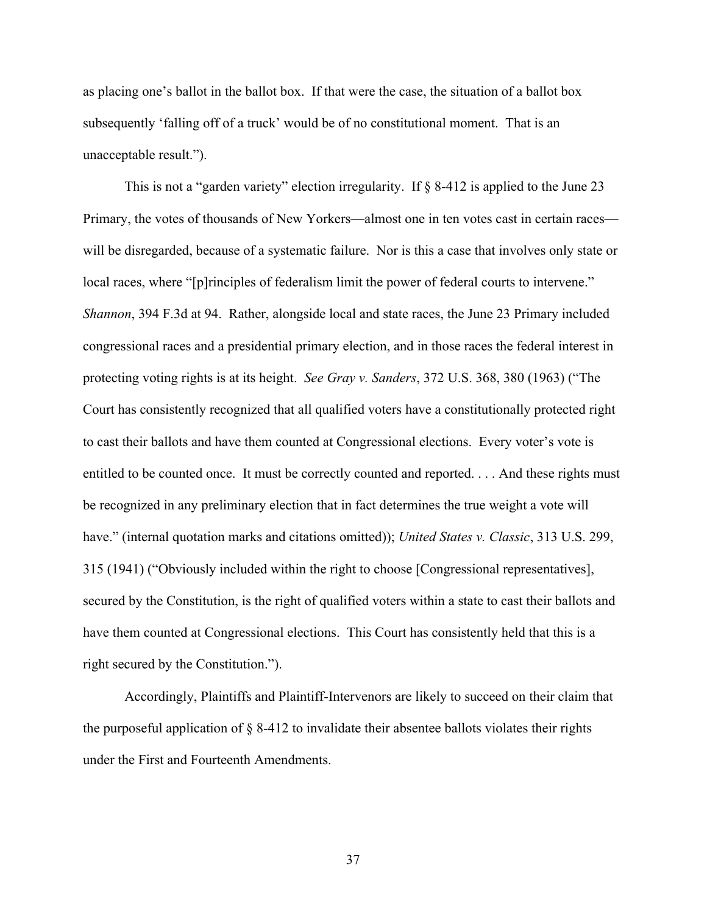as placing one's ballot in the ballot box. If that were the case, the situation of a ballot box subsequently 'falling off of a truck' would be of no constitutional moment. That is an unacceptable result.").

This is not a "garden variety" election irregularity. If § 8-412 is applied to the June 23 Primary, the votes of thousands of New Yorkers—almost one in ten votes cast in certain races—will be disregarded, because of a systematic failure. Nor is this a case that involves only state or local races, where "[p]rinciples of federalism limit the power of federal courts to intervene." *Shannon*, 394 F.3d at 94. Rather, alongside local and state races, the June 23 Primary included congressional races and a presidential primary election, and in those races the federal interest in protecting voting rights is at its height. *See Gray v. Sanders*, 372 U.S. 368, 380 (1963) ("The Court has consistently recognized that all qualified voters have a constitutionally protected right to cast their ballots and have them counted at Congressional elections. Every voter's vote is entitled to be counted once. It must be correctly counted and reported. . . . And these rights must be recognized in any preliminary election that in fact determines the true weight a vote will have." (internal quotation marks and citations omitted)); *United States v. Classic*, 313 U.S. 299, 315 (1941) ("Obviously included within the right to choose [Congressional representatives], secured by the Constitution, is the right of qualified voters within a state to cast their ballots and have them counted at Congressional elections. This Court has consistently held that this is a right secured by the Constitution.").

Accordingly, Plaintiffs and Plaintiff-Intervenors are likely to succeed on their claim that the purposeful application of § 8-412 to invalidate their absentee ballots violates their rights under the First and Fourteenth Amendments.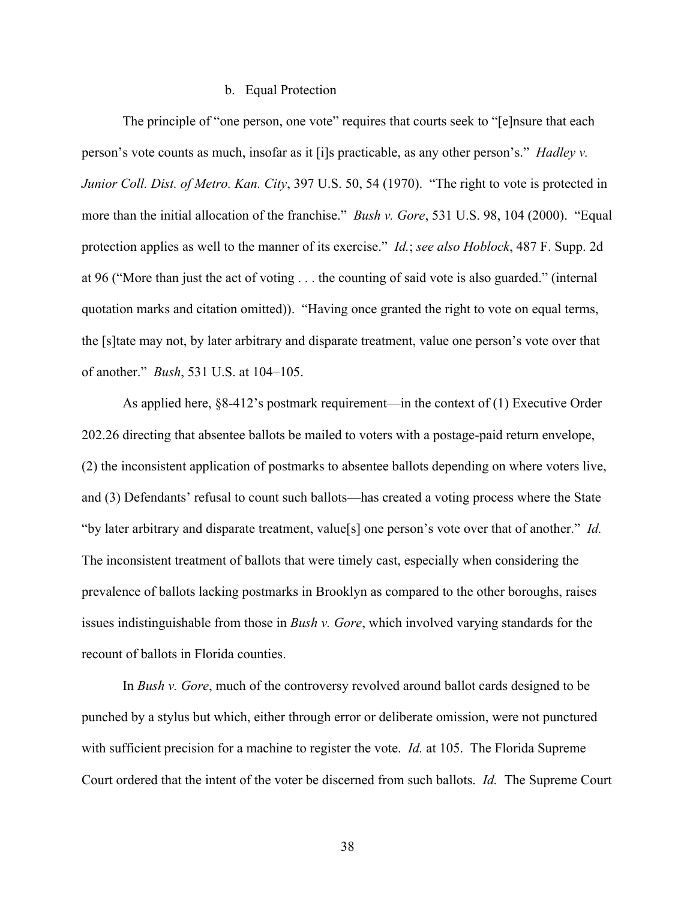### b. Equal Protection

The principle of "one person, one vote" requires that courts seek to "[e]nsure that each person's vote counts as much, insofar as it [i]s practicable, as any other person's." *Hadley v. Junior Coll. Dist. of Metro. Kan. City*, 397 U.S. 50, 54 (1970). "The right to vote is protected in more than the initial allocation of the franchise." *Bush v. Gore*, 531 U.S. 98, 104 (2000). "Equal protection applies as well to the manner of its exercise." *Id.*; *see also Hoblock*, 487 F. Supp. 2d at 96 ("More than just the act of voting . . . the counting of said vote is also guarded." (internal quotation marks and citation omitted)). "Having once granted the right to vote on equal terms, the [s]tate may not, by later arbitrary and disparate treatment, value one person's vote over that of another." *Bush*, 531 U.S. at 104–105.

As applied here, §8-412's postmark requirement—in the context of (1) Executive Order 202.26 directing that absentee ballots be mailed to voters with a postage-paid return envelope, (2) the inconsistent application of postmarks to absentee ballots depending on where voters live, and (3) Defendants' refusal to count such ballots—has created a voting process where the State "by later arbitrary and disparate treatment, value[s] one person's vote over that of another." *Id.* The inconsistent treatment of ballots that were timely cast, especially when considering the prevalence of ballots lacking postmarks in Brooklyn as compared to the other boroughs, raises issues indistinguishable from those in *Bush v. Gore*, which involved varying standards for the recount of ballots in Florida counties.

In *Bush v. Gore*, much of the controversy revolved around ballot cards designed to be punched by a stylus but which, either through error or deliberate omission, were not punctured with sufficient precision for a machine to register the vote. *Id.* at 105. The Florida Supreme Court ordered that the intent of the voter be discerned from such ballots. *Id.* The Supreme Court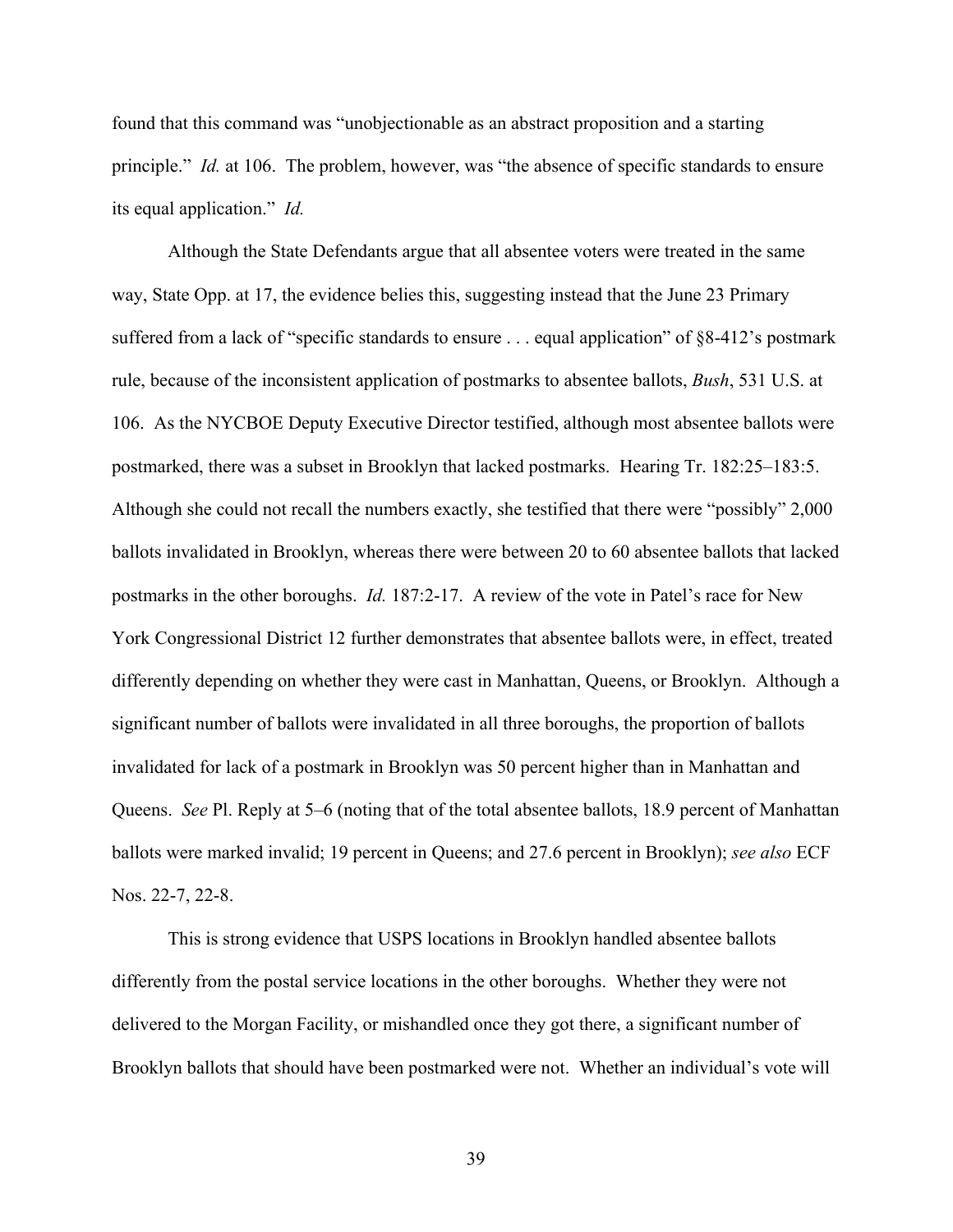found that this command was "unobjectionable as an abstract proposition and a starting principle." *Id.* at 106. The problem, however, was "the absence of specific standards to ensure its equal application." *Id.*

Although the State Defendants argue that all absentee voters were treated in the same way, State Opp. at 17, the evidence belies this, suggesting instead that the June 23 Primary suffered from a lack of "specific standards to ensure . . . equal application" of §8-412's postmark rule, because of the inconsistent application of postmarks to absentee ballots, *Bush*, 531 U.S. at 106. As the NYCBOE Deputy Executive Director testified, although most absentee ballots were postmarked, there was a subset in Brooklyn that lacked postmarks. Hearing Tr. 182:25–183:5. Although she could not recall the numbers exactly, she testified that there were "possibly" 2,000 ballots invalidated in Brooklyn, whereas there were between 20 to 60 absentee ballots that lacked postmarks in the other boroughs. *Id.* 187:2-17. A review of the vote in Patel's race for New York Congressional District 12 further demonstrates that absentee ballots were, in effect, treated differently depending on whether they were cast in Manhattan, Queens, or Brooklyn. Although a significant number of ballots were invalidated in all three boroughs, the proportion of ballots invalidated for lack of a postmark in Brooklyn was 50 percent higher than in Manhattan and Queens. *See* Pl. Reply at 5–6 (noting that of the total absentee ballots, 18.9 percent of Manhattan ballots were marked invalid; 19 percent in Queens; and 27.6 percent in Brooklyn); *see also* ECF Nos. 22-7, 22-8.

This is strong evidence that USPS locations in Brooklyn handled absentee ballots differently from the postal service locations in the other boroughs. Whether they were not delivered to the Morgan Facility, or mishandled once they got there, a significant number of Brooklyn ballots that should have been postmarked were not. Whether an individual's vote will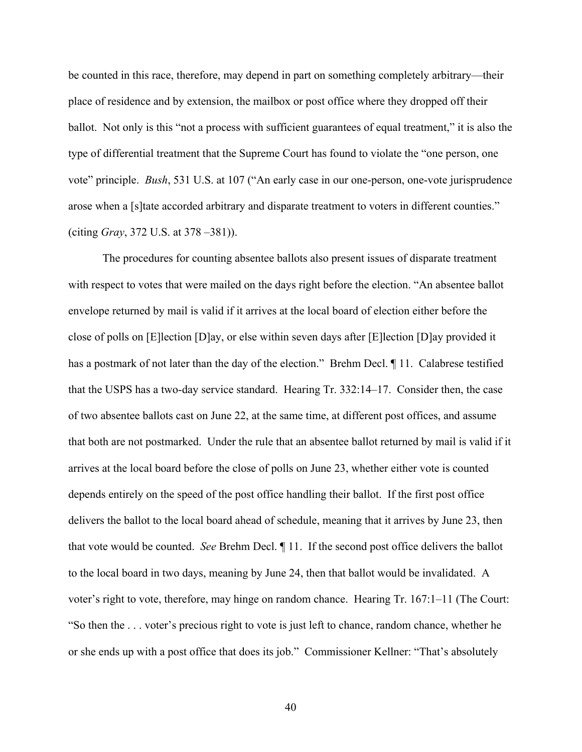be counted in this race, therefore, may depend in part on something completely arbitrary—their place of residence and by extension, the mailbox or post office where they dropped off their ballot. Not only is this "not a process with sufficient guarantees of equal treatment," it is also the type of differential treatment that the Supreme Court has found to violate the "one person, one vote" principle. *Bush*, 531 U.S. at 107 ("An early case in our one-person, one-vote jurisprudence arose when a [s]tate accorded arbitrary and disparate treatment to voters in different counties." (citing *Gray*, 372 U.S. at 378 –381)).

The procedures for counting absentee ballots also present issues of disparate treatment with respect to votes that were mailed on the days right before the election. "An absentee ballot envelope returned by mail is valid if it arrives at the local board of election either before the close of polls on [E]lection [D]ay, or else within seven days after [E]lection [D]ay provided it has a postmark of not later than the day of the election." Brehm Decl. ¶ 11. Calabrese testified that the USPS has a two-day service standard. Hearing Tr. 332:14–17. Consider then, the case of two absentee ballots cast on June 22, at the same time, at different post offices, and assume that both are not postmarked. Under the rule that an absentee ballot returned by mail is valid if it arrives at the local board before the close of polls on June 23, whether either vote is counted depends entirely on the speed of the post office handling their ballot. If the first post office delivers the ballot to the local board ahead of schedule, meaning that it arrives by June 23, then that vote would be counted. *See* Brehm Decl. ¶ 11. If the second post office delivers the ballot to the local board in two days, meaning by June 24, then that ballot would be invalidated. A voter's right to vote, therefore, may hinge on random chance. Hearing Tr. 167:1–11 (The Court: "So then the . . . voter's precious right to vote is just left to chance, random chance, whether he or she ends up with a post office that does its job." Commissioner Kellner: "That's absolutely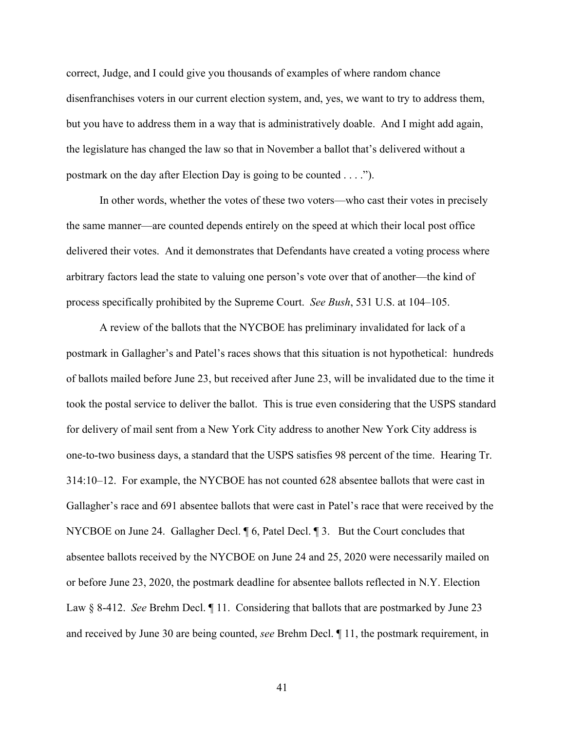correct, Judge, and I could give you thousands of examples of where random chance disenfranchises voters in our current election system, and, yes, we want to try to address them, but you have to address them in a way that is administratively doable. And I might add again, the legislature has changed the law so that in November a ballot that's delivered without a postmark on the day after Election Day is going to be counted . . . .").

In other words, whether the votes of these two voters—who cast their votes in precisely the same manner—are counted depends entirely on the speed at which their local post office delivered their votes. And it demonstrates that Defendants have created a voting process where arbitrary factors lead the state to valuing one person's vote over that of another—the kind of process specifically prohibited by the Supreme Court. *See Bush*, 531 U.S. at 104–105.

A review of the ballots that the NYCBOE has preliminary invalidated for lack of a postmark in Gallagher's and Patel's races shows that this situation is not hypothetical: hundreds of ballots mailed before June 23, but received after June 23, will be invalidated due to the time it took the postal service to deliver the ballot. This is true even considering that the USPS standard for delivery of mail sent from a New York City address to another New York City address is one-to-two business days, a standard that the USPS satisfies 98 percent of the time. Hearing Tr. 314:10–12. For example, the NYCBOE has not counted 628 absentee ballots that were cast in Gallagher's race and 691 absentee ballots that were cast in Patel's race that were received by the NYCBOE on June 24. Gallagher Decl. ¶ 6, Patel Decl. ¶ 3. But the Court concludes that absentee ballots received by the NYCBOE on June 24 and 25, 2020 were necessarily mailed on or before June 23, 2020, the postmark deadline for absentee ballots reflected in N.Y. Election Law § 8-412. *See* Brehm Decl. ¶ 11. Considering that ballots that are postmarked by June 23 and received by June 30 are being counted, *see* Brehm Decl. ¶ 11, the postmark requirement, in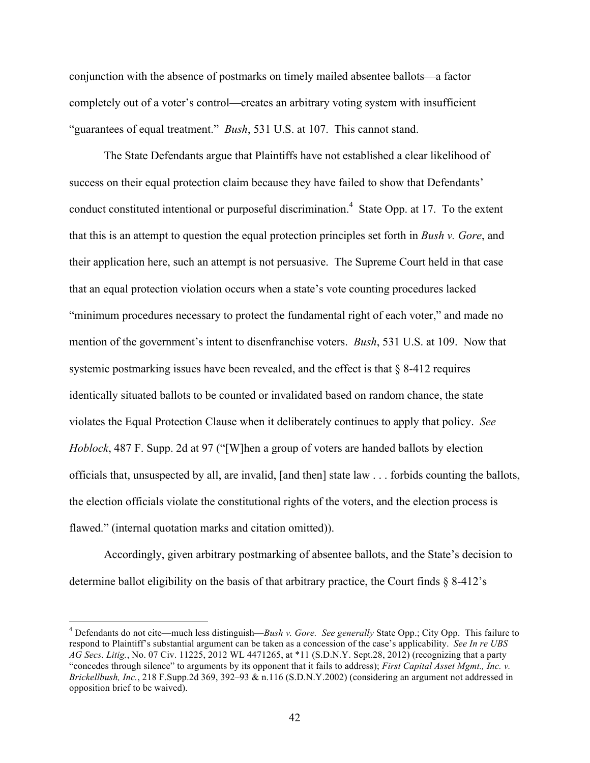conjunction with the absence of postmarks on timely mailed absentee ballots—a factor completely out of a voter's control—creates an arbitrary voting system with insufficient "guarantees of equal treatment." *Bush*, 531 U.S. at 107. This cannot stand.

The State Defendants argue that Plaintiffs have not established a clear likelihood of success on their equal protection claim because they have failed to show that Defendants' conduct constituted intentional or purposeful discrimination.[4] State Opp. at 17. To the extent that this is an attempt to question the equal protection principles set forth in *Bush v. Gore*, and their application here, such an attempt is not persuasive. The Supreme Court held in that case that an equal protection violation occurs when a state's vote counting procedures lacked "minimum procedures necessary to protect the fundamental right of each voter," and made no mention of the government's intent to disenfranchise voters. *Bush*, 531 U.S. at 109. Now that systemic postmarking issues have been revealed, and the effect is that § 8-412 requires identically situated ballots to be counted or invalidated based on random chance, the state violates the Equal Protection Clause when it deliberately continues to apply that policy. *See Hoblock*, 487 F. Supp. 2d at 97 ("[W]hen a group of voters are handed ballots by election officials that, unsuspected by all, are invalid, [and then] state law . . . forbids counting the ballots, the election officials violate the constitutional rights of the voters, and the election process is flawed." (internal quotation marks and citation omitted)).

Accordingly, given arbitrary postmarking of absentee ballots, and the State's decision to determine ballot eligibility on the basis of that arbitrary practice, the Court finds § 8-412's

---

[4] Defendants do not cite—much less distinguish—*Bush v. Gore*. *See generally* State Opp.; City Opp. This failure to respond to Plaintiff's substantial argument can be taken as a concession of the case's applicability. *See In re UBS AG Secs. Litig.*, No. 07 Civ. 11225, 2012 WL 4471265, at *11 (S.D.N.Y. Sept.28, 2012) (recognizing that a party "concedes through silence" to arguments by its opponent that it fails to address); *First Capital Asset Mgmt., Inc. v. Brickellbush, Inc.*, 218 F.Supp.2d 369, 392–93 & n.116 (S.D.N.Y.2002) (considering an argument not addressed in opposition brief to be waived).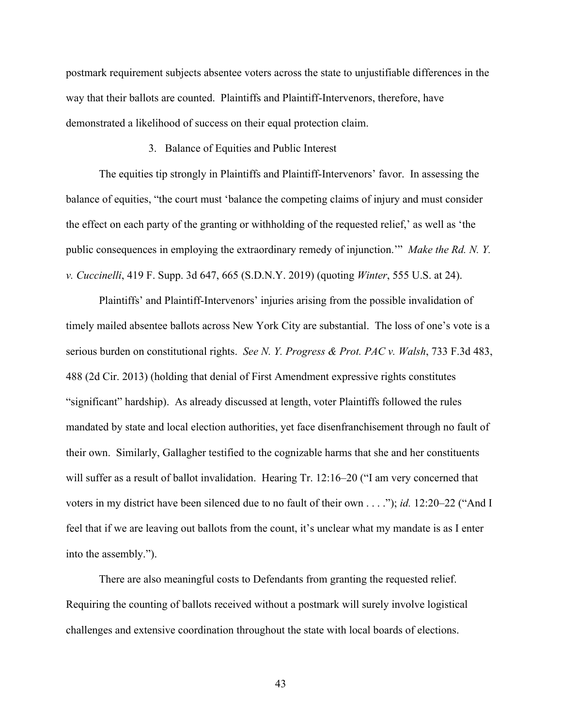postmark requirement subjects absentee voters across the state to unjustifiable differences in the way that their ballots are counted. Plaintiffs and Plaintiff-Intervenors, therefore, have demonstrated a likelihood of success on their equal protection claim.

### 3. Balance of Equities and Public Interest

The equities tip strongly in Plaintiffs and Plaintiff-Intervenors' favor. In assessing the balance of equities, "the court must 'balance the competing claims of injury and must consider the effect on each party of the granting or withholding of the requested relief,' as well as 'the public consequences in employing the extraordinary remedy of injunction.'" *Make the Rd. N. Y. v. Cuccinelli*, 419 F. Supp. 3d 647, 665 (S.D.N.Y. 2019) (quoting *Winter*, 555 U.S. at 24).

Plaintiffs' and Plaintiff-Intervenors' injuries arising from the possible invalidation of timely mailed absentee ballots across New York City are substantial. The loss of one's vote is a serious burden on constitutional rights. *See N. Y. Progress & Prot. PAC v. Walsh*, 733 F.3d 483, 488 (2d Cir. 2013) (holding that denial of First Amendment expressive rights constitutes "significant" hardship). As already discussed at length, voter Plaintiffs followed the rules mandated by state and local election authorities, yet face disenfranchisement through no fault of their own. Similarly, Gallagher testified to the cognizable harms that she and her constituents will suffer as a result of ballot invalidation. Hearing Tr. 12:16–20 ("I am very concerned that voters in my district have been silenced due to no fault of their own . . . ."); *id.* 12:20–22 ("And I feel that if we are leaving out ballots from the count, it's unclear what my mandate is as I enter into the assembly.").

There are also meaningful costs to Defendants from granting the requested relief. Requiring the counting of ballots received without a postmark will surely involve logistical challenges and extensive coordination throughout the state with local boards of elections.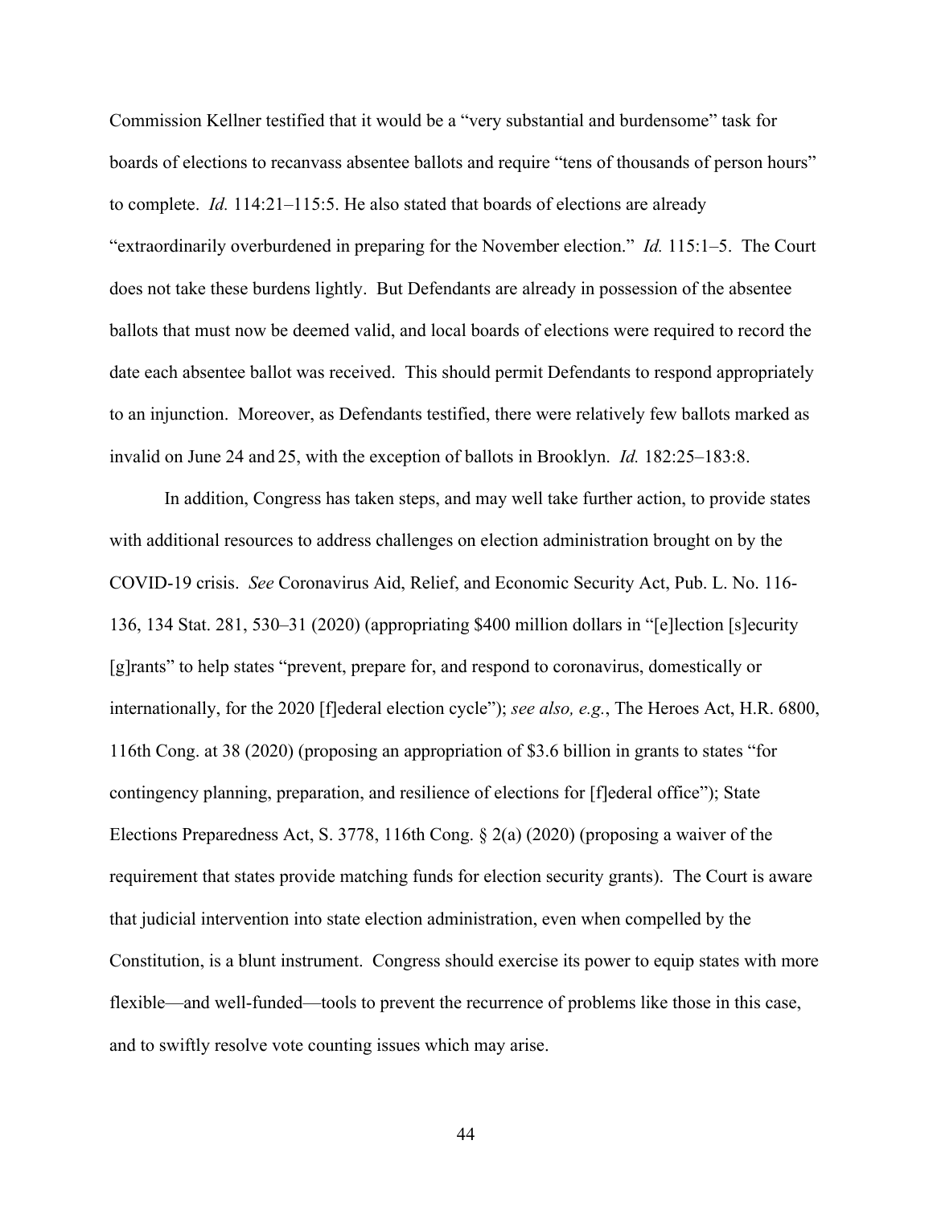Commission Kellner testified that it would be a "very substantial and burdensome" task for boards of elections to recanvass absentee ballots and require "tens of thousands of person hours" to complete. *Id.* 114:21–115:5. He also stated that boards of elections are already "extraordinarily overburdened in preparing for the November election." *Id.* 115:1–5. The Court does not take these burdens lightly. But Defendants are already in possession of the absentee ballots that must now be deemed valid, and local boards of elections were required to record the date each absentee ballot was received. This should permit Defendants to respond appropriately to an injunction. Moreover, as Defendants testified, there were relatively few ballots marked as invalid on June 24 and 25, with the exception of ballots in Brooklyn. *Id.* 182:25–183:8.

In addition, Congress has taken steps, and may well take further action, to provide states with additional resources to address challenges on election administration brought on by the COVID-19 crisis. *See* Coronavirus Aid, Relief, and Economic Security Act, Pub. L. No. 116-136, 134 Stat. 281, 530–31 (2020) (appropriating $400 million dollars in "[e]lection [s]ecurity [g]rants" to help states "prevent, prepare for, and respond to coronavirus, domestically or internationally, for the 2020 [f]ederal election cycle"); *see also, e.g.*, The Heroes Act, H.R. 6800, 116th Cong. at 38 (2020) (proposing an appropriation of $3.6 billion in grants to states "for contingency planning, preparation, and resilience of elections for [f]ederal office"); State Elections Preparedness Act, S. 3778, 116th Cong. § 2(a) (2020) (proposing a waiver of the requirement that states provide matching funds for election security grants). The Court is aware that judicial intervention into state election administration, even when compelled by the Constitution, is a blunt instrument. Congress should exercise its power to equip states with more flexible—and well-funded—tools to prevent the recurrence of problems like those in this case, and to swiftly resolve vote counting issues which may arise.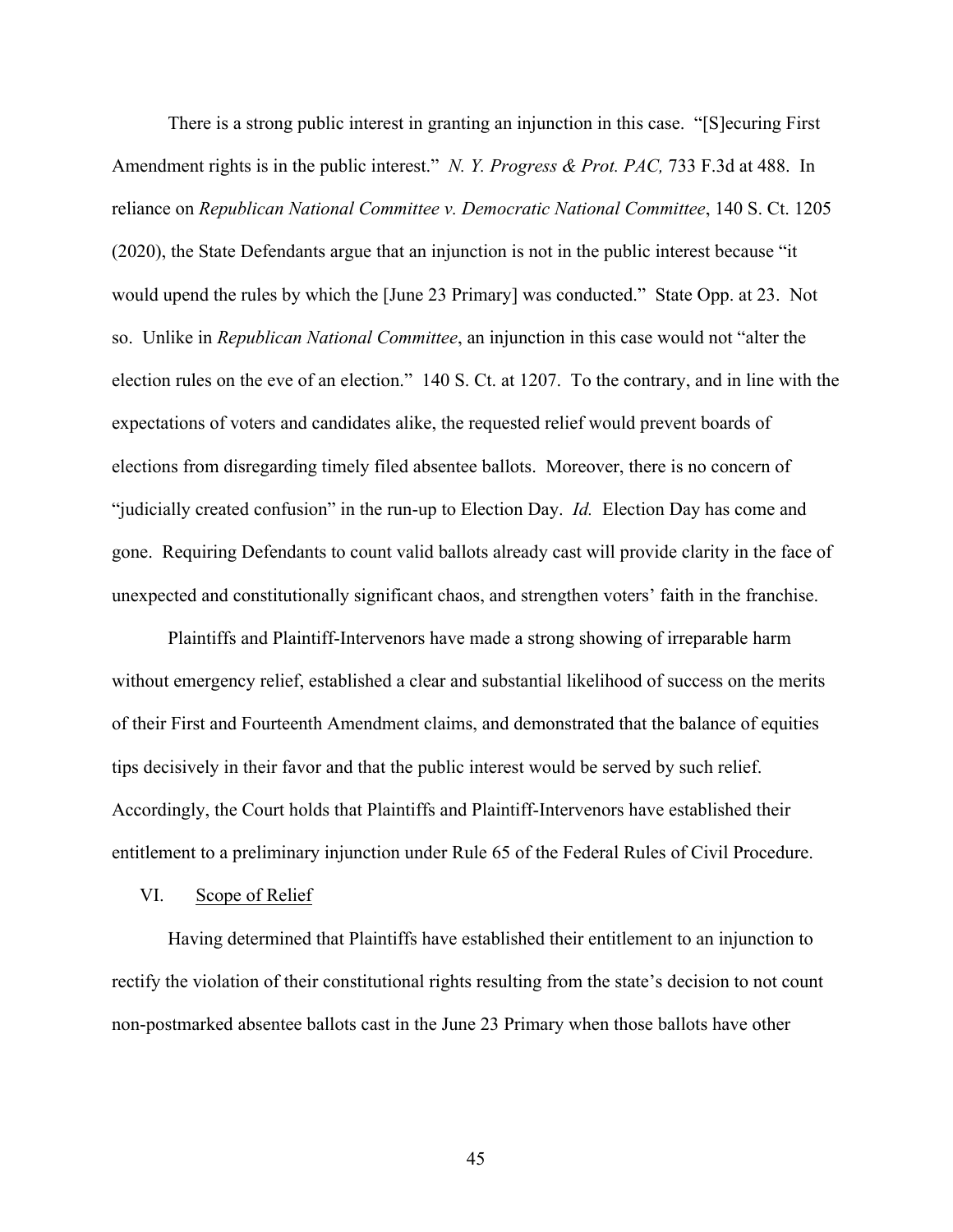There is a strong public interest in granting an injunction in this case. "[S]ecuring First Amendment rights is in the public interest." *N. Y. Progress & Prot. PAC,* 733 F.3d at 488. In reliance on *Republican National Committee v. Democratic National Committee*, 140 S. Ct. 1205 (2020), the State Defendants argue that an injunction is not in the public interest because "it would upend the rules by which the [June 23 Primary] was conducted." State Opp. at 23. Not so. Unlike in *Republican National Committee*, an injunction in this case would not "alter the election rules on the eve of an election." 140 S. Ct. at 1207. To the contrary, and in line with the expectations of voters and candidates alike, the requested relief would prevent boards of elections from disregarding timely filed absentee ballots. Moreover, there is no concern of "judicially created confusion" in the run-up to Election Day. *Id.* Election Day has come and gone. Requiring Defendants to count valid ballots already cast will provide clarity in the face of unexpected and constitutionally significant chaos, and strengthen voters' faith in the franchise.

Plaintiffs and Plaintiff-Intervenors have made a strong showing of irreparable harm without emergency relief, established a clear and substantial likelihood of success on the merits of their First and Fourteenth Amendment claims, and demonstrated that the balance of equities tips decisively in their favor and that the public interest would be served by such relief. Accordingly, the Court holds that Plaintiffs and Plaintiff-Intervenors have established their entitlement to a preliminary injunction under Rule 65 of the Federal Rules of Civil Procedure.

## VI. Scope of Relief

Having determined that Plaintiffs have established their entitlement to an injunction to rectify the violation of their constitutional rights resulting from the state's decision to not count non-postmarked absentee ballots cast in the June 23 Primary when those ballots have other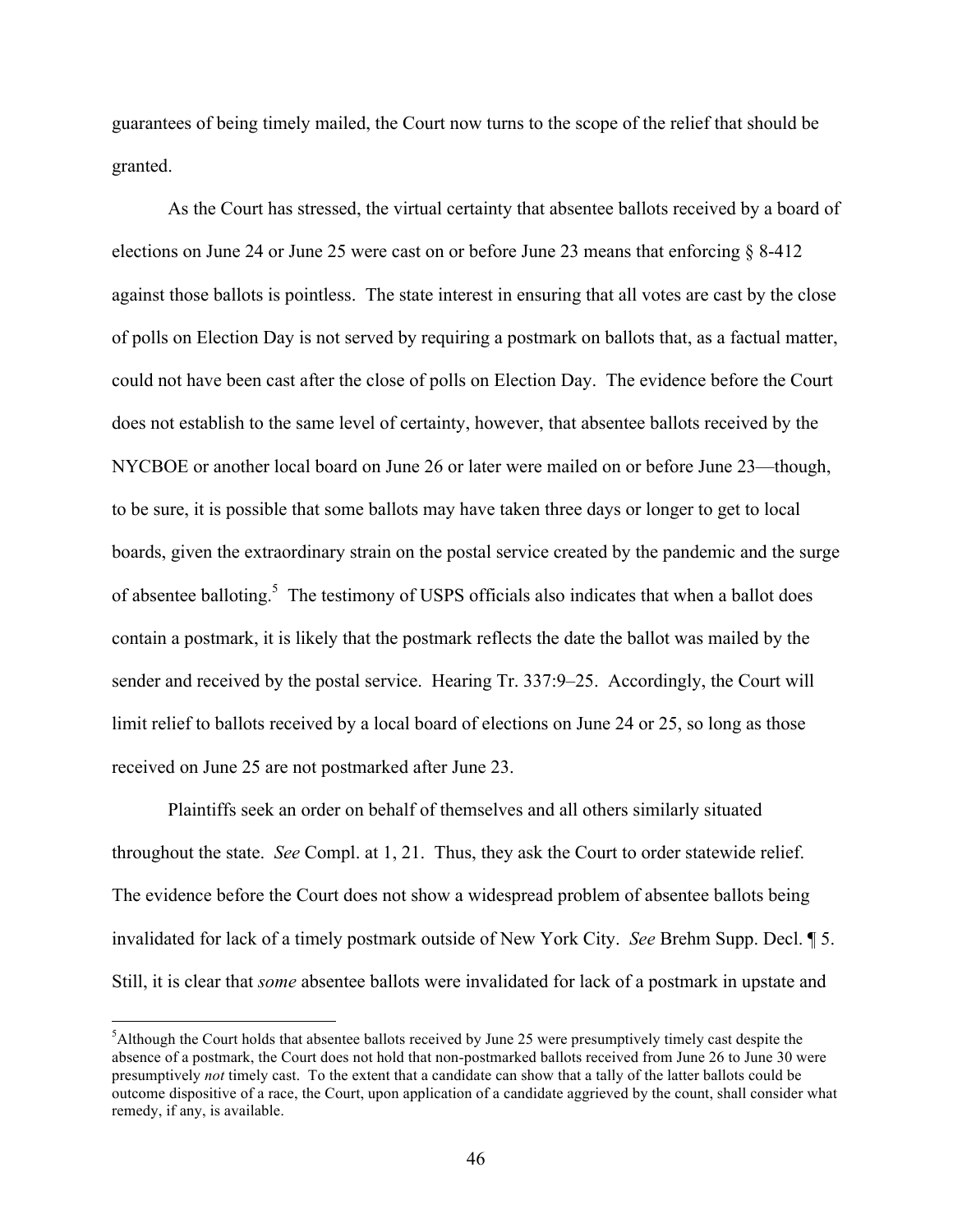guarantees of being timely mailed, the Court now turns to the scope of the relief that should be granted.

As the Court has stressed, the virtual certainty that absentee ballots received by a board of elections on June 24 or June 25 were cast on or before June 23 means that enforcing § 8-412 against those ballots is pointless. The state interest in ensuring that all votes are cast by the close of polls on Election Day is not served by requiring a postmark on ballots that, as a factual matter, could not have been cast after the close of polls on Election Day. The evidence before the Court does not establish to the same level of certainty, however, that absentee ballots received by the NYCBOE or another local board on June 26 or later were mailed on or before June 23—though, to be sure, it is possible that some ballots may have taken three days or longer to get to local boards, given the extraordinary strain on the postal service created by the pandemic and the surge of absentee balloting.[5] The testimony of USPS officials also indicates that when a ballot does contain a postmark, it is likely that the postmark reflects the date the ballot was mailed by the sender and received by the postal service. Hearing Tr. 337:9–25. Accordingly, the Court will limit relief to ballots received by a local board of elections on June 24 or 25, so long as those received on June 25 are not postmarked after June 23.

Plaintiffs seek an order on behalf of themselves and all others similarly situated throughout the state. *See* Compl. at 1, 21. Thus, they ask the Court to order statewide relief. The evidence before the Court does not show a widespread problem of absentee ballots being invalidated for lack of a timely postmark outside of New York City. *See* Brehm Supp. Decl. ¶ 5. Still, it is clear that *some* absentee ballots were invalidated for lack of a postmark in upstate and

[5]Although the Court holds that absentee ballots received by June 25 were presumptively timely cast despite the absence of a postmark, the Court does not hold that non-postmarked ballots received from June 26 to June 30 were presumptively *not* timely cast. To the extent that a candidate can show that a tally of the latter ballots could be outcome dispositive of a race, the Court, upon application of a candidate aggrieved by the count, shall consider what remedy, if any, is available.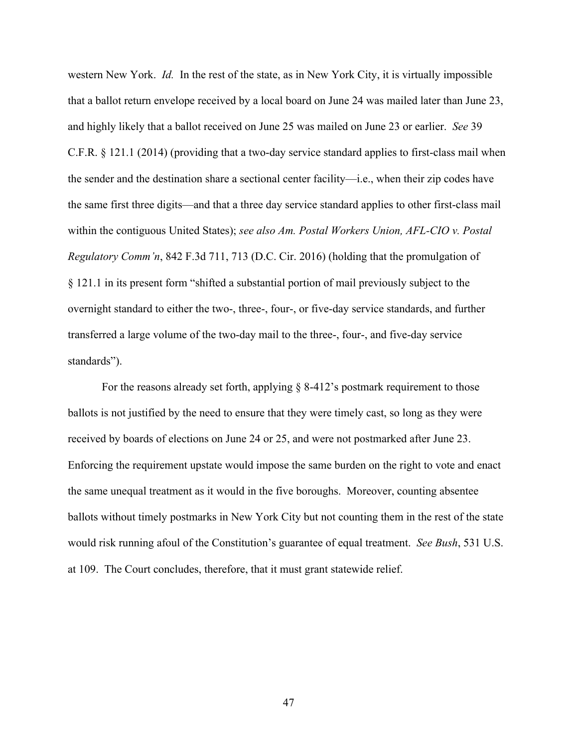western New York. *Id.* In the rest of the state, as in New York City, it is virtually impossible that a ballot return envelope received by a local board on June 24 was mailed later than June 23, and highly likely that a ballot received on June 25 was mailed on June 23 or earlier. *See* 39 C.F.R. § 121.1 (2014) (providing that a two-day service standard applies to first-class mail when the sender and the destination share a sectional center facility—i.e., when their zip codes have the same first three digits—and that a three day service standard applies to other first-class mail within the contiguous United States); *see also Am. Postal Workers Union, AFL-CIO v. Postal Regulatory Comm'n*, 842 F.3d 711, 713 (D.C. Cir. 2016) (holding that the promulgation of § 121.1 in its present form "shifted a substantial portion of mail previously subject to the overnight standard to either the two-, three-, four-, or five-day service standards, and further transferred a large volume of the two-day mail to the three-, four-, and five-day service standards").

For the reasons already set forth, applying § 8-412's postmark requirement to those ballots is not justified by the need to ensure that they were timely cast, so long as they were received by boards of elections on June 24 or 25, and were not postmarked after June 23. Enforcing the requirement upstate would impose the same burden on the right to vote and enact the same unequal treatment as it would in the five boroughs. Moreover, counting absentee ballots without timely postmarks in New York City but not counting them in the rest of the state would risk running afoul of the Constitution's guarantee of equal treatment. *See Bush*, 531 U.S. at 109. The Court concludes, therefore, that it must grant statewide relief.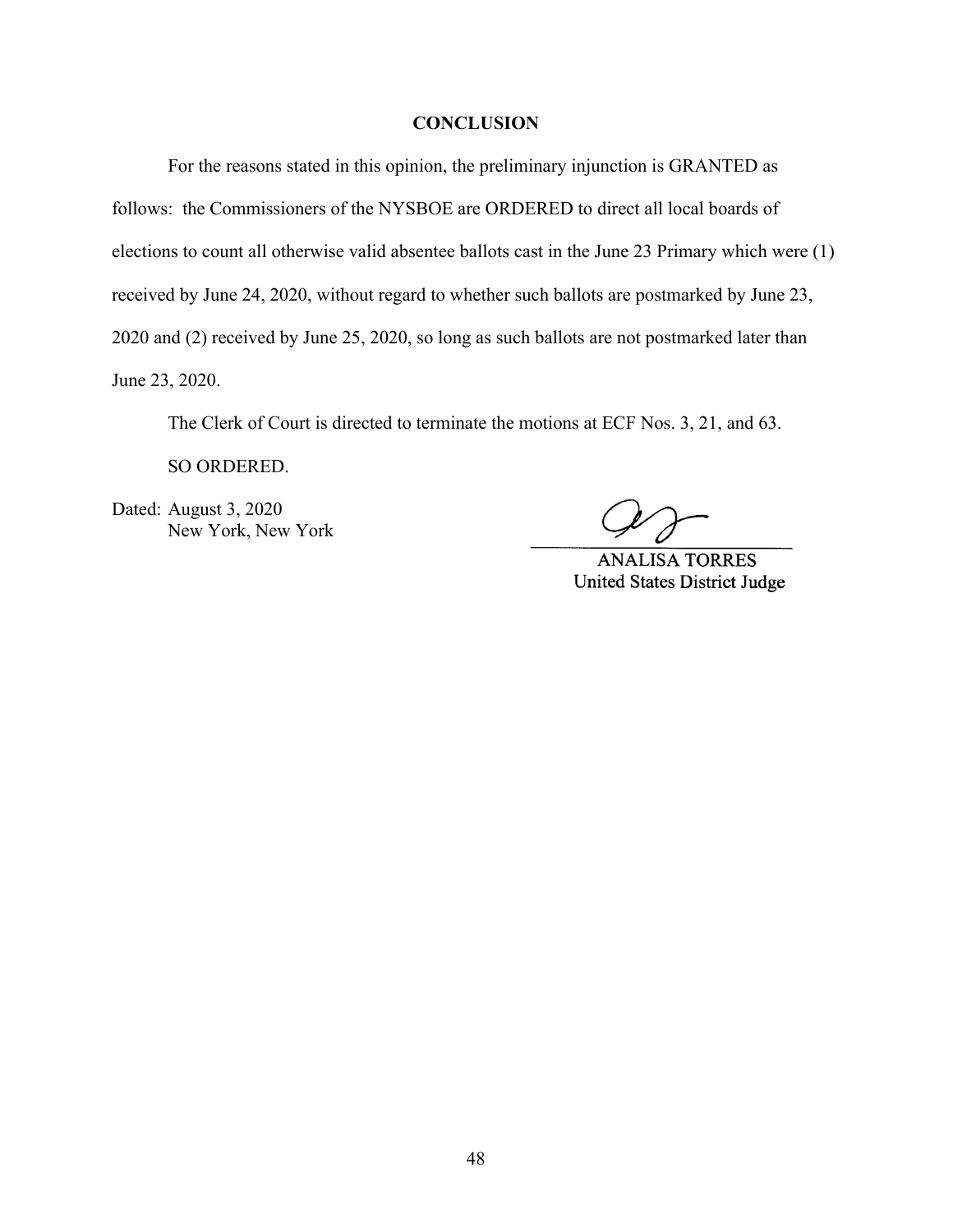## CONCLUSION

For the reasons stated in this opinion, the preliminary injunction is GRANTED as follows: the Commissioners of the NYSBOE are ORDERED to direct all local boards of elections to count all otherwise valid absentee ballots cast in the June 23 Primary which were (1) received by June 24, 2020, without regard to whether such ballots are postmarked by June 23, 2020 and (2) received by June 25, 2020, so long as such ballots are not postmarked later than June 23, 2020.

The Clerk of Court is directed to terminate the motions at ECF Nos. 3, 21, and 63.

SO ORDERED.

Dated: August 3, 2020
New York, New York

ANALISA TORRES
United States District Judge